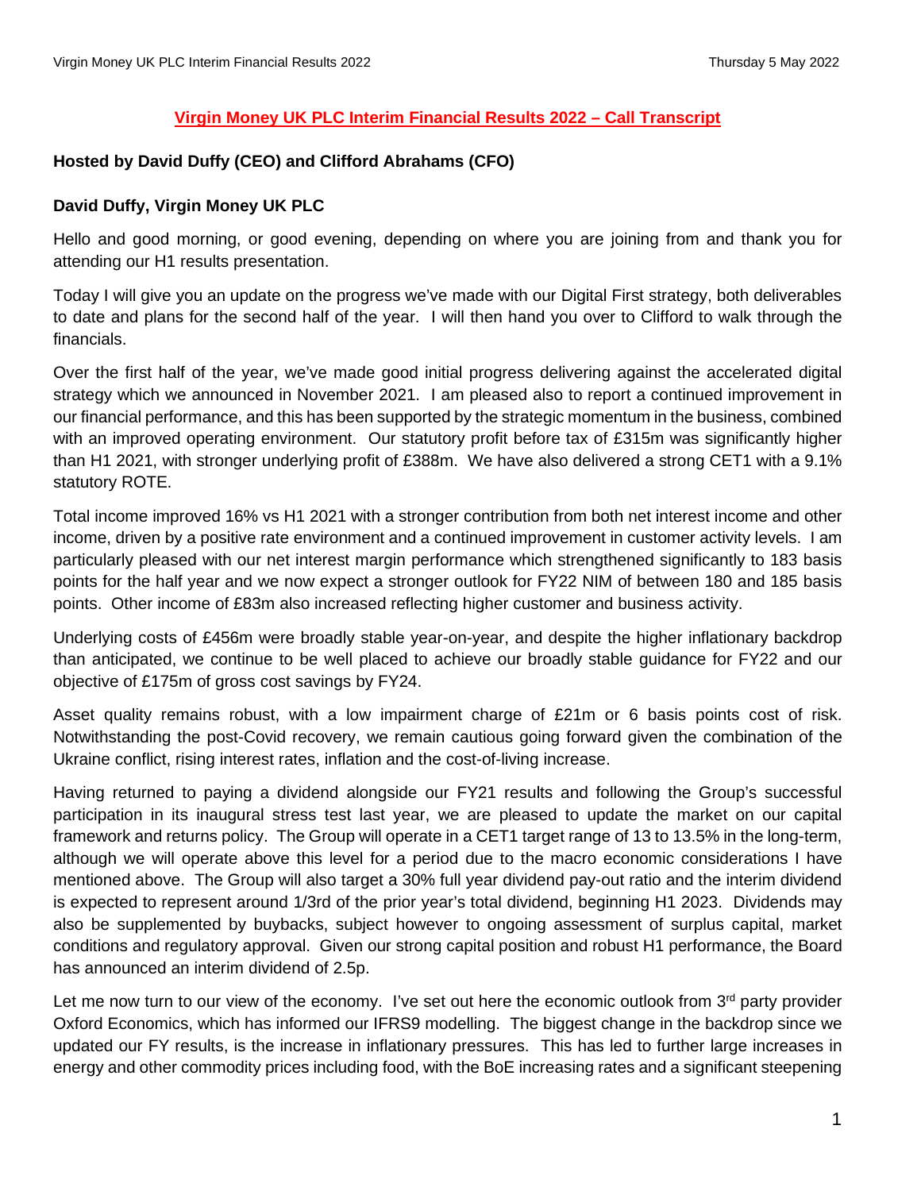# Virgin Money UK PLC Interim Financial Results 2022 – Call Transcript

**Hosted by David Duffy (CEO) and Clifford Abrahams (CFO)**

**David Duffy, Virgin Money UK PLC**

Hello and good morning, or good evening, depending on where you are joining from and thank you for attending our H1 results presentation.

Today I will give you an update on the progress we've made with our Digital First strategy, both deliverables to date and plans for the second half of the year. I will then hand you over to Clifford to walk through the financials.

Over the first half of the year, we've made good initial progress delivering against the accelerated digital strategy which we announced in November 2021. I am pleased also to report a continued improvement in our financial performance, and this has been supported by the strategic momentum in the business, combined with an improved operating environment. Our statutory profit before tax of £315m was significantly higher than H1 2021, with stronger underlying profit of £388m. We have also delivered a strong CET1 with a 9.1% statutory ROTE.

Total income improved 16% vs H1 2021 with a stronger contribution from both net interest income and other income, driven by a positive rate environment and a continued improvement in customer activity levels. I am particularly pleased with our net interest margin performance which strengthened significantly to 183 basis points for the half year and we now expect a stronger outlook for FY22 NIM of between 180 and 185 basis points. Other income of £83m also increased reflecting higher customer and business activity.

Underlying costs of £456m were broadly stable year-on-year, and despite the higher inflationary backdrop than anticipated, we continue to be well placed to achieve our broadly stable guidance for FY22 and our objective of £175m of gross cost savings by FY24.

Asset quality remains robust, with a low impairment charge of £21m or 6 basis points cost of risk. Notwithstanding the post-Covid recovery, we remain cautious going forward given the combination of the Ukraine conflict, rising interest rates, inflation and the cost-of-living increase.

Having returned to paying a dividend alongside our FY21 results and following the Group's successful participation in its inaugural stress test last year, we are pleased to update the market on our capital framework and returns policy. The Group will operate in a CET1 target range of 13 to 13.5% in the long-term, although we will operate above this level for a period due to the macro economic considerations I have mentioned above. The Group will also target a 30% full year dividend pay-out ratio and the interim dividend is expected to represent around 1/3rd of the prior year's total dividend, beginning H1 2023. Dividends may also be supplemented by buybacks, subject however to ongoing assessment of surplus capital, market conditions and regulatory approval. Given our strong capital position and robust H1 performance, the Board has announced an interim dividend of 2.5p.

Let me now turn to our view of the economy. I've set out here the economic outlook from 3rd party provider Oxford Economics, which has informed our IFRS9 modelling. The biggest change in the backdrop since we updated our FY results, is the increase in inflationary pressures. This has led to further large increases in energy and other commodity prices including food, with the BoE increasing rates and a significant steepening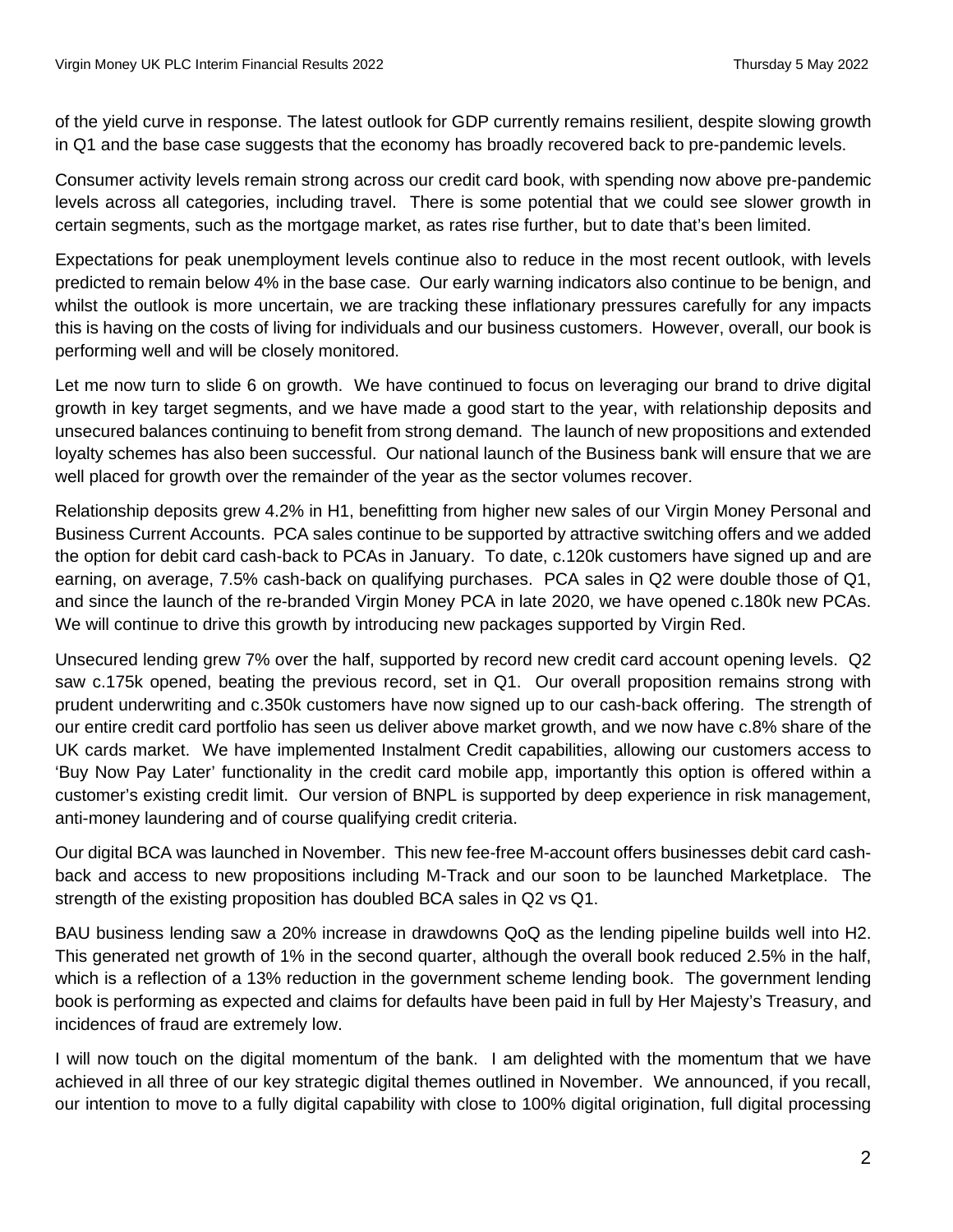of the yield curve in response. The latest outlook for GDP currently remains resilient, despite slowing growth in Q1 and the base case suggests that the economy has broadly recovered back to pre-pandemic levels.

Consumer activity levels remain strong across our credit card book, with spending now above pre-pandemic levels across all categories, including travel. There is some potential that we could see slower growth in certain segments, such as the mortgage market, as rates rise further, but to date that's been limited.

Expectations for peak unemployment levels continue also to reduce in the most recent outlook, with levels predicted to remain below 4% in the base case. Our early warning indicators also continue to be benign, and whilst the outlook is more uncertain, we are tracking these inflationary pressures carefully for any impacts this is having on the costs of living for individuals and our business customers. However, overall, our book is performing well and will be closely monitored.

Let me now turn to slide 6 on growth. We have continued to focus on leveraging our brand to drive digital growth in key target segments, and we have made a good start to the year, with relationship deposits and unsecured balances continuing to benefit from strong demand. The launch of new propositions and extended loyalty schemes has also been successful. Our national launch of the Business bank will ensure that we are well placed for growth over the remainder of the year as the sector volumes recover.

Relationship deposits grew 4.2% in H1, benefitting from higher new sales of our Virgin Money Personal and Business Current Accounts. PCA sales continue to be supported by attractive switching offers and we added the option for debit card cash-back to PCAs in January. To date, c.120k customers have signed up and are earning, on average, 7.5% cash-back on qualifying purchases. PCA sales in Q2 were double those of Q1, and since the launch of the re-branded Virgin Money PCA in late 2020, we have opened c.180k new PCAs. We will continue to drive this growth by introducing new packages supported by Virgin Red.

Unsecured lending grew 7% over the half, supported by record new credit card account opening levels. Q2 saw c.175k opened, beating the previous record, set in Q1. Our overall proposition remains strong with prudent underwriting and c.350k customers have now signed up to our cash-back offering. The strength of our entire credit card portfolio has seen us deliver above market growth, and we now have c.8% share of the UK cards market. We have implemented Instalment Credit capabilities, allowing our customers access to 'Buy Now Pay Later' functionality in the credit card mobile app, importantly this option is offered within a customer's existing credit limit. Our version of BNPL is supported by deep experience in risk management, anti-money laundering and of course qualifying credit criteria.

Our digital BCA was launched in November. This new fee-free M-account offers businesses debit card cash-back and access to new propositions including M-Track and our soon to be launched Marketplace. The strength of the existing proposition has doubled BCA sales in Q2 vs Q1.

BAU business lending saw a 20% increase in drawdowns QoQ as the lending pipeline builds well into H2. This generated net growth of 1% in the second quarter, although the overall book reduced 2.5% in the half, which is a reflection of a 13% reduction in the government scheme lending book. The government lending book is performing as expected and claims for defaults have been paid in full by Her Majesty's Treasury, and incidences of fraud are extremely low.

I will now touch on the digital momentum of the bank. I am delighted with the momentum that we have achieved in all three of our key strategic digital themes outlined in November. We announced, if you recall, our intention to move to a fully digital capability with close to 100% digital origination, full digital processing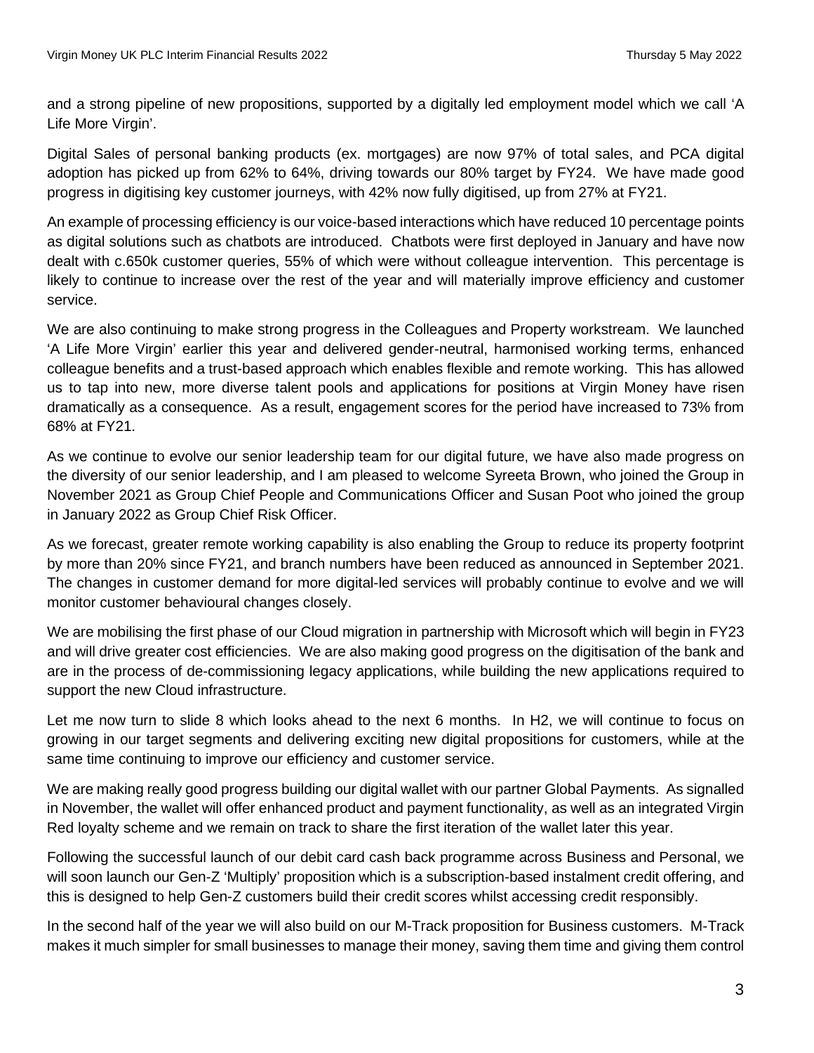and a strong pipeline of new propositions, supported by a digitally led employment model which we call 'A Life More Virgin'.

Digital Sales of personal banking products (ex. mortgages) are now 97% of total sales, and PCA digital adoption has picked up from 62% to 64%, driving towards our 80% target by FY24. We have made good progress in digitising key customer journeys, with 42% now fully digitised, up from 27% at FY21.

An example of processing efficiency is our voice-based interactions which have reduced 10 percentage points as digital solutions such as chatbots are introduced. Chatbots were first deployed in January and have now dealt with c.650k customer queries, 55% of which were without colleague intervention. This percentage is likely to continue to increase over the rest of the year and will materially improve efficiency and customer service.

We are also continuing to make strong progress in the Colleagues and Property workstream. We launched 'A Life More Virgin' earlier this year and delivered gender-neutral, harmonised working terms, enhanced colleague benefits and a trust-based approach which enables flexible and remote working. This has allowed us to tap into new, more diverse talent pools and applications for positions at Virgin Money have risen dramatically as a consequence. As a result, engagement scores for the period have increased to 73% from 68% at FY21.

As we continue to evolve our senior leadership team for our digital future, we have also made progress on the diversity of our senior leadership, and I am pleased to welcome Syreeta Brown, who joined the Group in November 2021 as Group Chief People and Communications Officer and Susan Poot who joined the group in January 2022 as Group Chief Risk Officer.

As we forecast, greater remote working capability is also enabling the Group to reduce its property footprint by more than 20% since FY21, and branch numbers have been reduced as announced in September 2021. The changes in customer demand for more digital-led services will probably continue to evolve and we will monitor customer behavioural changes closely.

We are mobilising the first phase of our Cloud migration in partnership with Microsoft which will begin in FY23 and will drive greater cost efficiencies. We are also making good progress on the digitisation of the bank and are in the process of de-commissioning legacy applications, while building the new applications required to support the new Cloud infrastructure.

Let me now turn to slide 8 which looks ahead to the next 6 months. In H2, we will continue to focus on growing in our target segments and delivering exciting new digital propositions for customers, while at the same time continuing to improve our efficiency and customer service.

We are making really good progress building our digital wallet with our partner Global Payments. As signalled in November, the wallet will offer enhanced product and payment functionality, as well as an integrated Virgin Red loyalty scheme and we remain on track to share the first iteration of the wallet later this year.

Following the successful launch of our debit card cash back programme across Business and Personal, we will soon launch our Gen-Z 'Multiply' proposition which is a subscription-based instalment credit offering, and this is designed to help Gen-Z customers build their credit scores whilst accessing credit responsibly.

In the second half of the year we will also build on our M-Track proposition for Business customers. M-Track makes it much simpler for small businesses to manage their money, saving them time and giving them control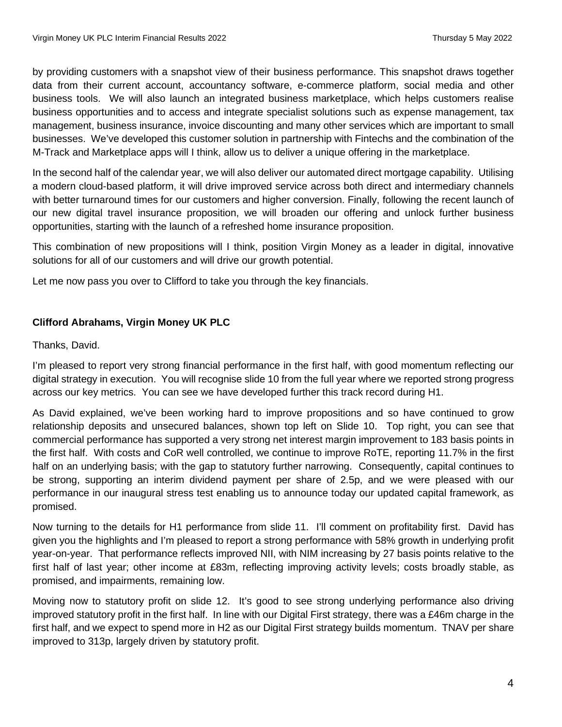by providing customers with a snapshot view of their business performance. This snapshot draws together data from their current account, accountancy software, e-commerce platform, social media and other business tools. We will also launch an integrated business marketplace, which helps customers realise business opportunities and to access and integrate specialist solutions such as expense management, tax management, business insurance, invoice discounting and many other services which are important to small businesses. We've developed this customer solution in partnership with Fintechs and the combination of the M-Track and Marketplace apps will I think, allow us to deliver a unique offering in the marketplace.

In the second half of the calendar year, we will also deliver our automated direct mortgage capability. Utilising a modern cloud-based platform, it will drive improved service across both direct and intermediary channels with better turnaround times for our customers and higher conversion. Finally, following the recent launch of our new digital travel insurance proposition, we will broaden our offering and unlock further business opportunities, starting with the launch of a refreshed home insurance proposition.

This combination of new propositions will I think, position Virgin Money as a leader in digital, innovative solutions for all of our customers and will drive our growth potential.

Let me now pass you over to Clifford to take you through the key financials.

**Clifford Abrahams, Virgin Money UK PLC**

Thanks, David.

I'm pleased to report very strong financial performance in the first half, with good momentum reflecting our digital strategy in execution. You will recognise slide 10 from the full year where we reported strong progress across our key metrics. You can see we have developed further this track record during H1.

As David explained, we've been working hard to improve propositions and so have continued to grow relationship deposits and unsecured balances, shown top left on Slide 10. Top right, you can see that commercial performance has supported a very strong net interest margin improvement to 183 basis points in the first half. With costs and CoR well controlled, we continue to improve RoTE, reporting 11.7% in the first half on an underlying basis; with the gap to statutory further narrowing. Consequently, capital continues to be strong, supporting an interim dividend payment per share of 2.5p, and we were pleased with our performance in our inaugural stress test enabling us to announce today our updated capital framework, as promised.

Now turning to the details for H1 performance from slide 11. I'll comment on profitability first. David has given you the highlights and I'm pleased to report a strong performance with 58% growth in underlying profit year-on-year. That performance reflects improved NII, with NIM increasing by 27 basis points relative to the first half of last year; other income at £83m, reflecting improving activity levels; costs broadly stable, as promised, and impairments, remaining low.

Moving now to statutory profit on slide 12. It's good to see strong underlying performance also driving improved statutory profit in the first half. In line with our Digital First strategy, there was a £46m charge in the first half, and we expect to spend more in H2 as our Digital First strategy builds momentum. TNAV per share improved to 313p, largely driven by statutory profit.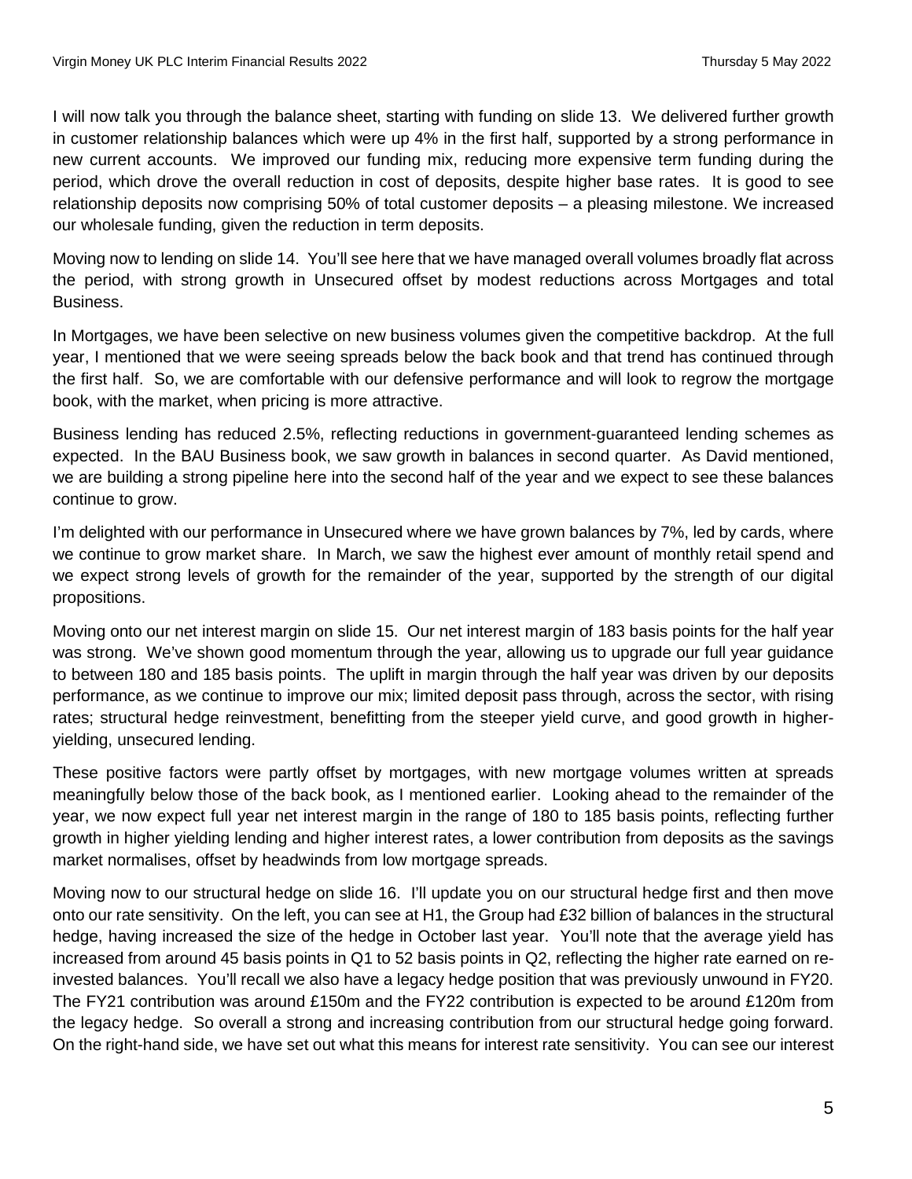I will now talk you through the balance sheet, starting with funding on slide 13. We delivered further growth in customer relationship balances which were up 4% in the first half, supported by a strong performance in new current accounts. We improved our funding mix, reducing more expensive term funding during the period, which drove the overall reduction in cost of deposits, despite higher base rates. It is good to see relationship deposits now comprising 50% of total customer deposits – a pleasing milestone. We increased our wholesale funding, given the reduction in term deposits.

Moving now to lending on slide 14. You'll see here that we have managed overall volumes broadly flat across the period, with strong growth in Unsecured offset by modest reductions across Mortgages and total Business.

In Mortgages, we have been selective on new business volumes given the competitive backdrop. At the full year, I mentioned that we were seeing spreads below the back book and that trend has continued through the first half. So, we are comfortable with our defensive performance and will look to regrow the mortgage book, with the market, when pricing is more attractive.

Business lending has reduced 2.5%, reflecting reductions in government-guaranteed lending schemes as expected. In the BAU Business book, we saw growth in balances in second quarter. As David mentioned, we are building a strong pipeline here into the second half of the year and we expect to see these balances continue to grow.

I'm delighted with our performance in Unsecured where we have grown balances by 7%, led by cards, where we continue to grow market share. In March, we saw the highest ever amount of monthly retail spend and we expect strong levels of growth for the remainder of the year, supported by the strength of our digital propositions.

Moving onto our net interest margin on slide 15. Our net interest margin of 183 basis points for the half year was strong. We've shown good momentum through the year, allowing us to upgrade our full year guidance to between 180 and 185 basis points. The uplift in margin through the half year was driven by our deposits performance, as we continue to improve our mix; limited deposit pass through, across the sector, with rising rates; structural hedge reinvestment, benefitting from the steeper yield curve, and good growth in higher-yielding, unsecured lending.

These positive factors were partly offset by mortgages, with new mortgage volumes written at spreads meaningfully below those of the back book, as I mentioned earlier. Looking ahead to the remainder of the year, we now expect full year net interest margin in the range of 180 to 185 basis points, reflecting further growth in higher yielding lending and higher interest rates, a lower contribution from deposits as the savings market normalises, offset by headwinds from low mortgage spreads.

Moving now to our structural hedge on slide 16. I'll update you on our structural hedge first and then move onto our rate sensitivity. On the left, you can see at H1, the Group had £32 billion of balances in the structural hedge, having increased the size of the hedge in October last year. You'll note that the average yield has increased from around 45 basis points in Q1 to 52 basis points in Q2, reflecting the higher rate earned on re-invested balances. You'll recall we also have a legacy hedge position that was previously unwound in FY20. The FY21 contribution was around £150m and the FY22 contribution is expected to be around £120m from the legacy hedge. So overall a strong and increasing contribution from our structural hedge going forward. On the right-hand side, we have set out what this means for interest rate sensitivity. You can see our interest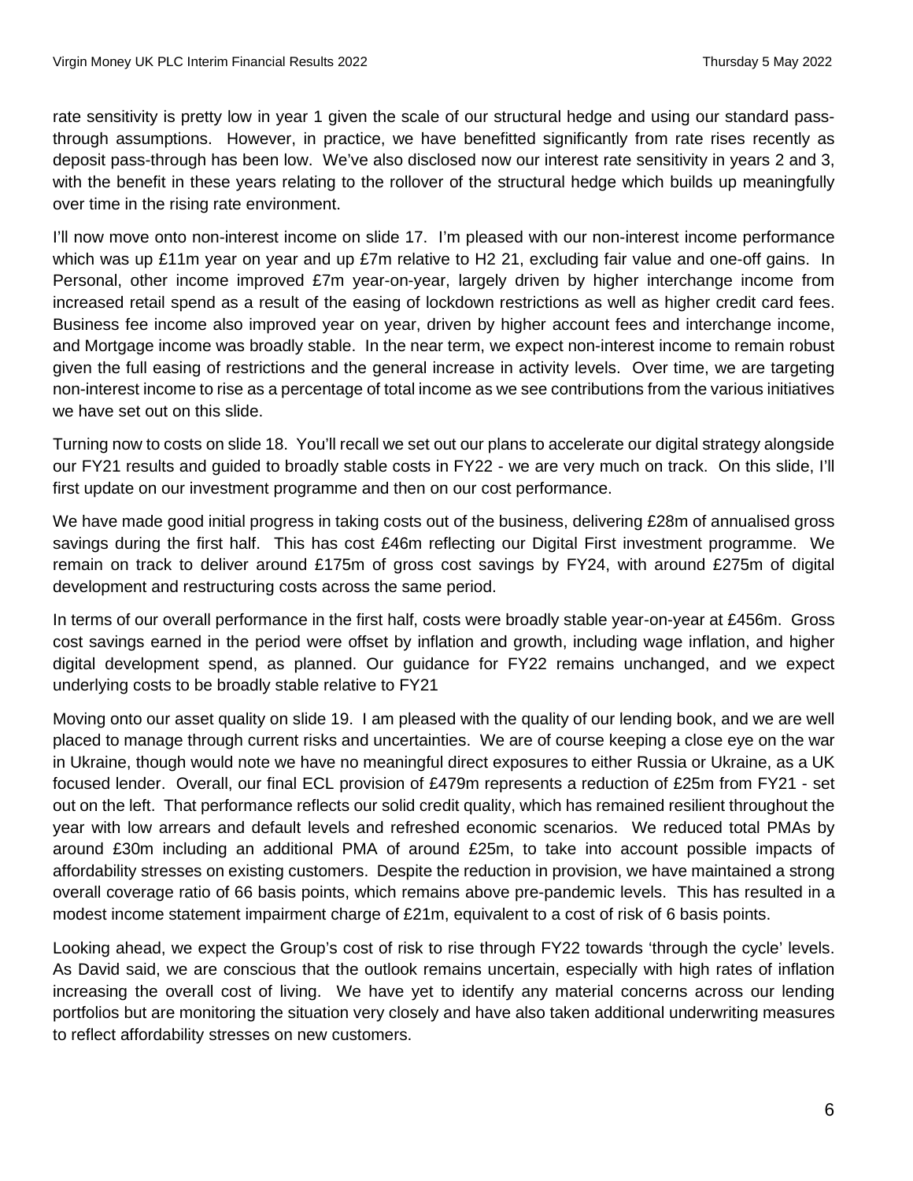rate sensitivity is pretty low in year 1 given the scale of our structural hedge and using our standard pass-through assumptions. However, in practice, we have benefitted significantly from rate rises recently as deposit pass-through has been low. We've also disclosed now our interest rate sensitivity in years 2 and 3, with the benefit in these years relating to the rollover of the structural hedge which builds up meaningfully over time in the rising rate environment.

I'll now move onto non-interest income on slide 17. I'm pleased with our non-interest income performance which was up £11m year on year and up £7m relative to H2 21, excluding fair value and one-off gains. In Personal, other income improved £7m year-on-year, largely driven by higher interchange income from increased retail spend as a result of the easing of lockdown restrictions as well as higher credit card fees. Business fee income also improved year on year, driven by higher account fees and interchange income, and Mortgage income was broadly stable. In the near term, we expect non-interest income to remain robust given the full easing of restrictions and the general increase in activity levels. Over time, we are targeting non-interest income to rise as a percentage of total income as we see contributions from the various initiatives we have set out on this slide.

Turning now to costs on slide 18. You'll recall we set out our plans to accelerate our digital strategy alongside our FY21 results and guided to broadly stable costs in FY22 - we are very much on track. On this slide, I'll first update on our investment programme and then on our cost performance.

We have made good initial progress in taking costs out of the business, delivering £28m of annualised gross savings during the first half. This has cost £46m reflecting our Digital First investment programme. We remain on track to deliver around £175m of gross cost savings by FY24, with around £275m of digital development and restructuring costs across the same period.

In terms of our overall performance in the first half, costs were broadly stable year-on-year at £456m. Gross cost savings earned in the period were offset by inflation and growth, including wage inflation, and higher digital development spend, as planned. Our guidance for FY22 remains unchanged, and we expect underlying costs to be broadly stable relative to FY21

Moving onto our asset quality on slide 19. I am pleased with the quality of our lending book, and we are well placed to manage through current risks and uncertainties. We are of course keeping a close eye on the war in Ukraine, though would note we have no meaningful direct exposures to either Russia or Ukraine, as a UK focused lender. Overall, our final ECL provision of £479m represents a reduction of £25m from FY21 - set out on the left. That performance reflects our solid credit quality, which has remained resilient throughout the year with low arrears and default levels and refreshed economic scenarios. We reduced total PMAs by around £30m including an additional PMA of around £25m, to take into account possible impacts of affordability stresses on existing customers. Despite the reduction in provision, we have maintained a strong overall coverage ratio of 66 basis points, which remains above pre-pandemic levels. This has resulted in a modest income statement impairment charge of £21m, equivalent to a cost of risk of 6 basis points.

Looking ahead, we expect the Group's cost of risk to rise through FY22 towards 'through the cycle' levels. As David said, we are conscious that the outlook remains uncertain, especially with high rates of inflation increasing the overall cost of living. We have yet to identify any material concerns across our lending portfolios but are monitoring the situation very closely and have also taken additional underwriting measures to reflect affordability stresses on new customers.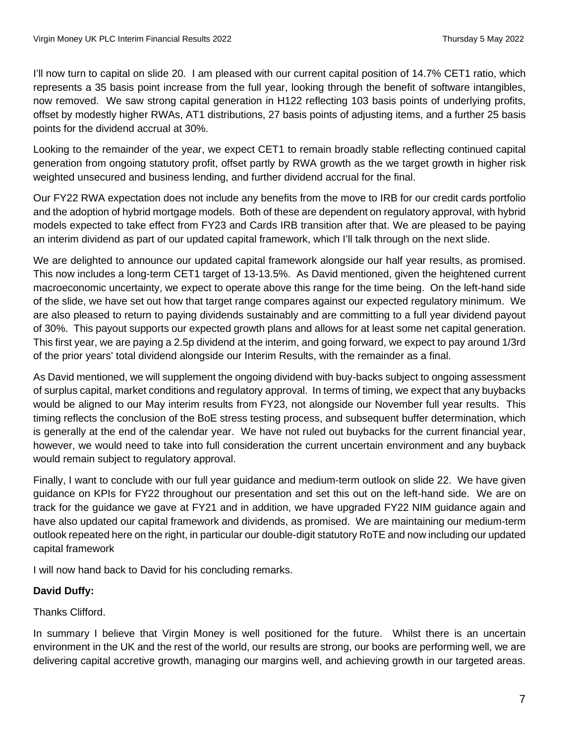I'll now turn to capital on slide 20. I am pleased with our current capital position of 14.7% CET1 ratio, which represents a 35 basis point increase from the full year, looking through the benefit of software intangibles, now removed. We saw strong capital generation in H122 reflecting 103 basis points of underlying profits, offset by modestly higher RWAs, AT1 distributions, 27 basis points of adjusting items, and a further 25 basis points for the dividend accrual at 30%.

Looking to the remainder of the year, we expect CET1 to remain broadly stable reflecting continued capital generation from ongoing statutory profit, offset partly by RWA growth as the we target growth in higher risk weighted unsecured and business lending, and further dividend accrual for the final.

Our FY22 RWA expectation does not include any benefits from the move to IRB for our credit cards portfolio and the adoption of hybrid mortgage models. Both of these are dependent on regulatory approval, with hybrid models expected to take effect from FY23 and Cards IRB transition after that. We are pleased to be paying an interim dividend as part of our updated capital framework, which I'll talk through on the next slide.

We are delighted to announce our updated capital framework alongside our half year results, as promised. This now includes a long-term CET1 target of 13-13.5%. As David mentioned, given the heightened current macroeconomic uncertainty, we expect to operate above this range for the time being. On the left-hand side of the slide, we have set out how that target range compares against our expected regulatory minimum. We are also pleased to return to paying dividends sustainably and are committing to a full year dividend payout of 30%. This payout supports our expected growth plans and allows for at least some net capital generation. This first year, we are paying a 2.5p dividend at the interim, and going forward, we expect to pay around 1/3rd of the prior years' total dividend alongside our Interim Results, with the remainder as a final.

As David mentioned, we will supplement the ongoing dividend with buy-backs subject to ongoing assessment of surplus capital, market conditions and regulatory approval. In terms of timing, we expect that any buybacks would be aligned to our May interim results from FY23, not alongside our November full year results. This timing reflects the conclusion of the BoE stress testing process, and subsequent buffer determination, which is generally at the end of the calendar year. We have not ruled out buybacks for the current financial year, however, we would need to take into full consideration the current uncertain environment and any buyback would remain subject to regulatory approval.

Finally, I want to conclude with our full year guidance and medium-term outlook on slide 22. We have given guidance on KPIs for FY22 throughout our presentation and set this out on the left-hand side. We are on track for the guidance we gave at FY21 and in addition, we have upgraded FY22 NIM guidance again and have also updated our capital framework and dividends, as promised. We are maintaining our medium-term outlook repeated here on the right, in particular our double-digit statutory RoTE and now including our updated capital framework

I will now hand back to David for his concluding remarks.

**David Duffy:**

Thanks Clifford.

In summary I believe that Virgin Money is well positioned for the future. Whilst there is an uncertain environment in the UK and the rest of the world, our results are strong, our books are performing well, we are delivering capital accretive growth, managing our margins well, and achieving growth in our targeted areas.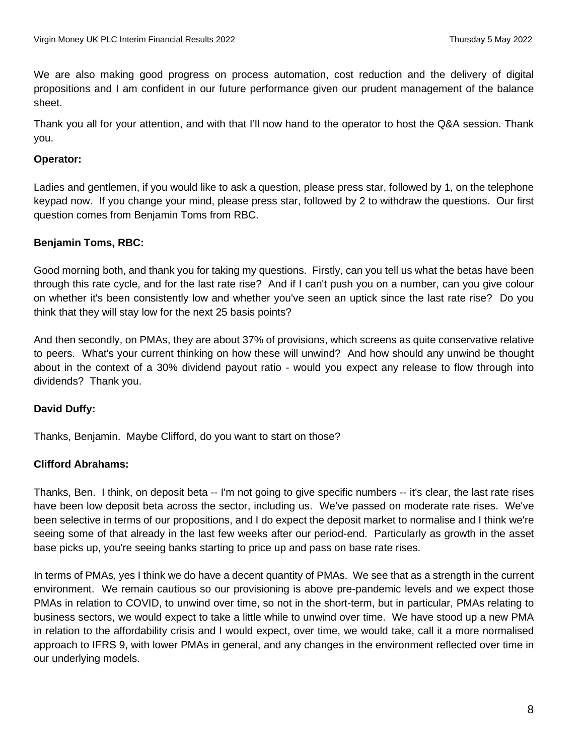We are also making good progress on process automation, cost reduction and the delivery of digital propositions and I am confident in our future performance given our prudent management of the balance sheet.

Thank you all for your attention, and with that I'll now hand to the operator to host the Q&A session. Thank you.

**Operator:**

Ladies and gentlemen, if you would like to ask a question, please press star, followed by 1, on the telephone keypad now. If you change your mind, please press star, followed by 2 to withdraw the questions. Our first question comes from Benjamin Toms from RBC.

**Benjamin Toms, RBC:**

Good morning both, and thank you for taking my questions. Firstly, can you tell us what the betas have been through this rate cycle, and for the last rate rise? And if I can't push you on a number, can you give colour on whether it's been consistently low and whether you've seen an uptick since the last rate rise? Do you think that they will stay low for the next 25 basis points?

And then secondly, on PMAs, they are about 37% of provisions, which screens as quite conservative relative to peers. What's your current thinking on how these will unwind? And how should any unwind be thought about in the context of a 30% dividend payout ratio - would you expect any release to flow through into dividends? Thank you.

**David Duffy:**

Thanks, Benjamin. Maybe Clifford, do you want to start on those?

**Clifford Abrahams:**

Thanks, Ben. I think, on deposit beta -- I'm not going to give specific numbers -- it's clear, the last rate rises have been low deposit beta across the sector, including us. We've passed on moderate rate rises. We've been selective in terms of our propositions, and I do expect the deposit market to normalise and I think we're seeing some of that already in the last few weeks after our period-end. Particularly as growth in the asset base picks up, you're seeing banks starting to price up and pass on base rate rises.

In terms of PMAs, yes I think we do have a decent quantity of PMAs. We see that as a strength in the current environment. We remain cautious so our provisioning is above pre-pandemic levels and we expect those PMAs in relation to COVID, to unwind over time, so not in the short-term, but in particular, PMAs relating to business sectors, we would expect to take a little while to unwind over time. We have stood up a new PMA in relation to the affordability crisis and I would expect, over time, we would take, call it a more normalised approach to IFRS 9, with lower PMAs in general, and any changes in the environment reflected over time in our underlying models.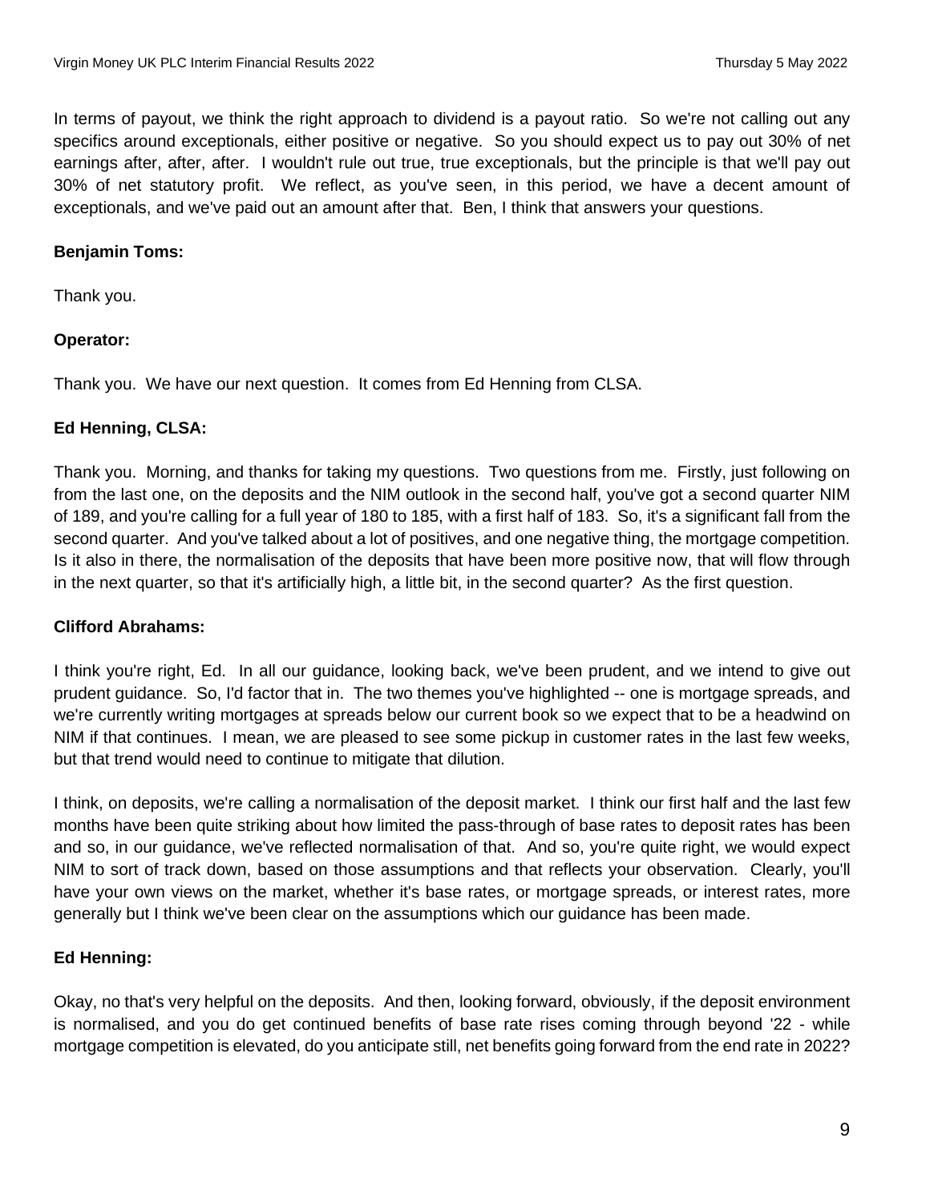In terms of payout, we think the right approach to dividend is a payout ratio. So we're not calling out any specifics around exceptionals, either positive or negative. So you should expect us to pay out 30% of net earnings after, after, after. I wouldn't rule out true, true exceptionals, but the principle is that we'll pay out 30% of net statutory profit. We reflect, as you've seen, in this period, we have a decent amount of exceptionals, and we've paid out an amount after that. Ben, I think that answers your questions.

**Benjamin Toms:**

Thank you.

**Operator:**

Thank you. We have our next question. It comes from Ed Henning from CLSA.

**Ed Henning, CLSA:**

Thank you. Morning, and thanks for taking my questions. Two questions from me. Firstly, just following on from the last one, on the deposits and the NIM outlook in the second half, you've got a second quarter NIM of 189, and you're calling for a full year of 180 to 185, with a first half of 183. So, it's a significant fall from the second quarter. And you've talked about a lot of positives, and one negative thing, the mortgage competition. Is it also in there, the normalisation of the deposits that have been more positive now, that will flow through in the next quarter, so that it's artificially high, a little bit, in the second quarter? As the first question.

**Clifford Abrahams:**

I think you're right, Ed. In all our guidance, looking back, we've been prudent, and we intend to give out prudent guidance. So, I'd factor that in. The two themes you've highlighted -- one is mortgage spreads, and we're currently writing mortgages at spreads below our current book so we expect that to be a headwind on NIM if that continues. I mean, we are pleased to see some pickup in customer rates in the last few weeks, but that trend would need to continue to mitigate that dilution.

I think, on deposits, we're calling a normalisation of the deposit market. I think our first half and the last few months have been quite striking about how limited the pass-through of base rates to deposit rates has been and so, in our guidance, we've reflected normalisation of that. And so, you're quite right, we would expect NIM to sort of track down, based on those assumptions and that reflects your observation. Clearly, you'll have your own views on the market, whether it's base rates, or mortgage spreads, or interest rates, more generally but I think we've been clear on the assumptions which our guidance has been made.

**Ed Henning:**

Okay, no that's very helpful on the deposits. And then, looking forward, obviously, if the deposit environment is normalised, and you do get continued benefits of base rate rises coming through beyond '22 - while mortgage competition is elevated, do you anticipate still, net benefits going forward from the end rate in 2022?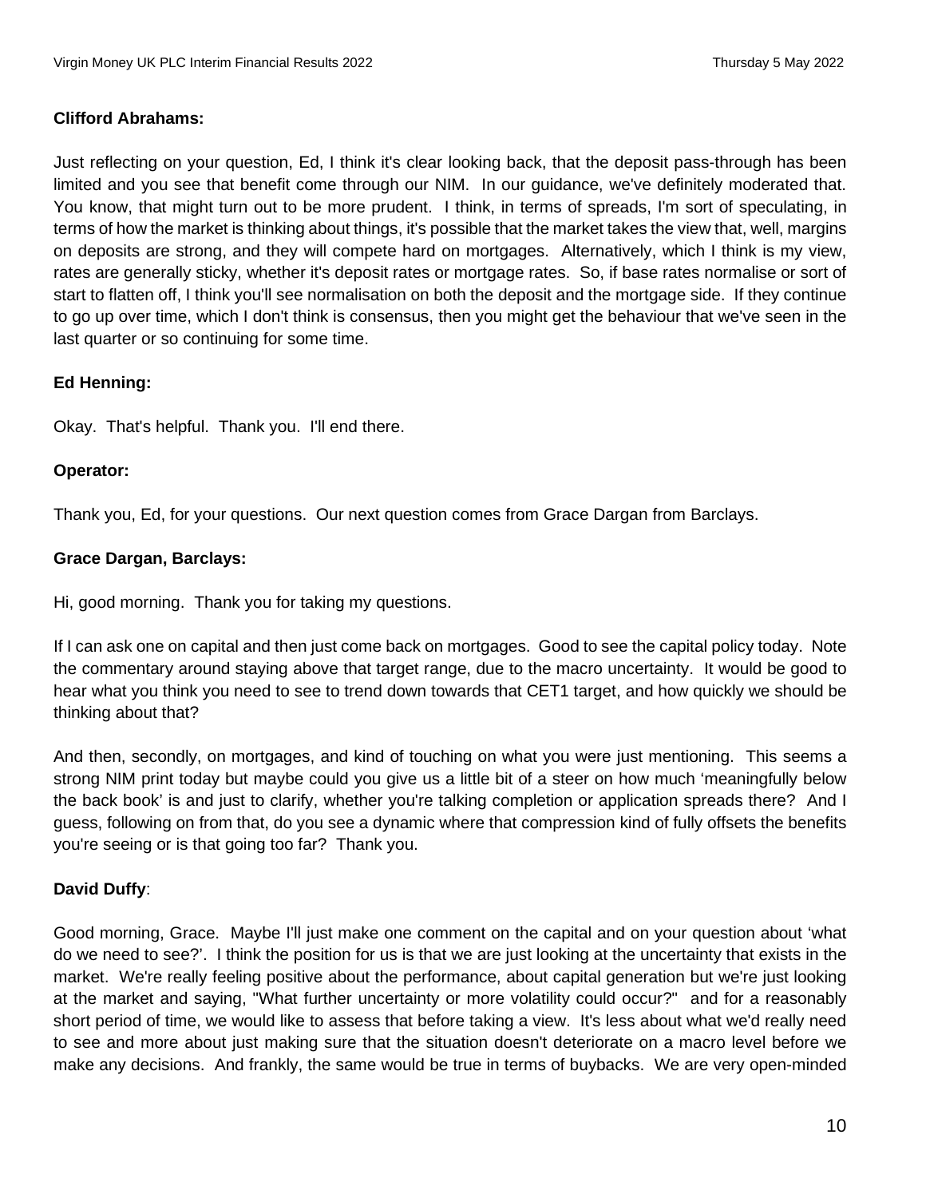**Clifford Abrahams:**

Just reflecting on your question, Ed, I think it's clear looking back, that the deposit pass-through has been limited and you see that benefit come through our NIM. In our guidance, we've definitely moderated that. You know, that might turn out to be more prudent. I think, in terms of spreads, I'm sort of speculating, in terms of how the market is thinking about things, it's possible that the market takes the view that, well, margins on deposits are strong, and they will compete hard on mortgages. Alternatively, which I think is my view, rates are generally sticky, whether it's deposit rates or mortgage rates. So, if base rates normalise or sort of start to flatten off, I think you'll see normalisation on both the deposit and the mortgage side. If they continue to go up over time, which I don't think is consensus, then you might get the behaviour that we've seen in the last quarter or so continuing for some time.

**Ed Henning:**

Okay. That's helpful. Thank you. I'll end there.

**Operator:**

Thank you, Ed, for your questions. Our next question comes from Grace Dargan from Barclays.

**Grace Dargan, Barclays:**

Hi, good morning. Thank you for taking my questions.

If I can ask one on capital and then just come back on mortgages. Good to see the capital policy today. Note the commentary around staying above that target range, due to the macro uncertainty. It would be good to hear what you think you need to see to trend down towards that CET1 target, and how quickly we should be thinking about that?

And then, secondly, on mortgages, and kind of touching on what you were just mentioning. This seems a strong NIM print today but maybe could you give us a little bit of a steer on how much 'meaningfully below the back book' is and just to clarify, whether you're talking completion or application spreads there? And I guess, following on from that, do you see a dynamic where that compression kind of fully offsets the benefits you're seeing or is that going too far? Thank you.

**David Duffy**:

Good morning, Grace. Maybe I'll just make one comment on the capital and on your question about 'what do we need to see?'. I think the position for us is that we are just looking at the uncertainty that exists in the market. We're really feeling positive about the performance, about capital generation but we're just looking at the market and saying, "What further uncertainty or more volatility could occur?" and for a reasonably short period of time, we would like to assess that before taking a view. It's less about what we'd really need to see and more about just making sure that the situation doesn't deteriorate on a macro level before we make any decisions. And frankly, the same would be true in terms of buybacks. We are very open-minded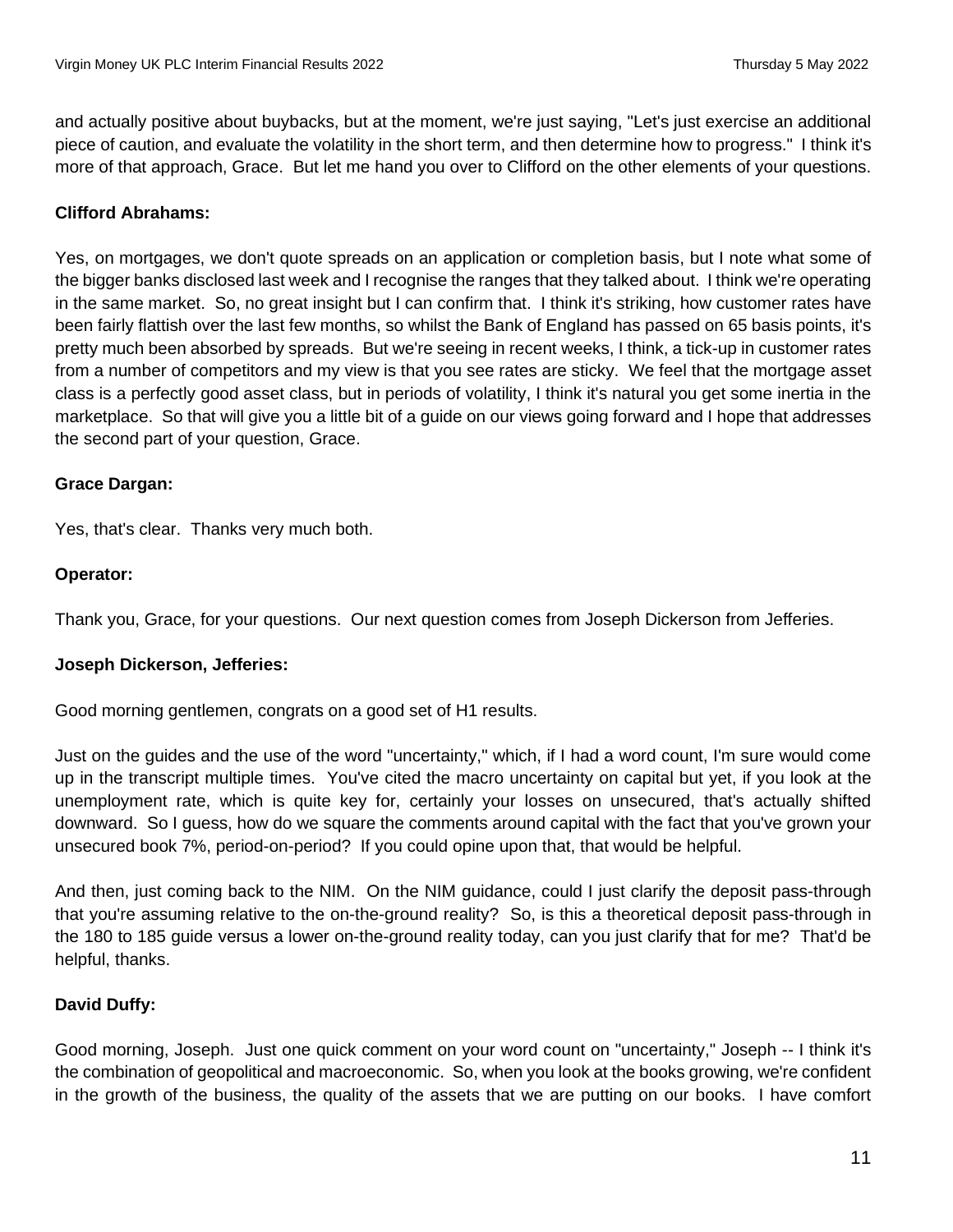and actually positive about buybacks, but at the moment, we're just saying, "Let's just exercise an additional piece of caution, and evaluate the volatility in the short term, and then determine how to progress." I think it's more of that approach, Grace. But let me hand you over to Clifford on the other elements of your questions.

**Clifford Abrahams:**

Yes, on mortgages, we don't quote spreads on an application or completion basis, but I note what some of the bigger banks disclosed last week and I recognise the ranges that they talked about. I think we're operating in the same market. So, no great insight but I can confirm that. I think it's striking, how customer rates have been fairly flattish over the last few months, so whilst the Bank of England has passed on 65 basis points, it's pretty much been absorbed by spreads. But we're seeing in recent weeks, I think, a tick-up in customer rates from a number of competitors and my view is that you see rates are sticky. We feel that the mortgage asset class is a perfectly good asset class, but in periods of volatility, I think it's natural you get some inertia in the marketplace. So that will give you a little bit of a guide on our views going forward and I hope that addresses the second part of your question, Grace.

**Grace Dargan:**

Yes, that's clear. Thanks very much both.

**Operator:**

Thank you, Grace, for your questions. Our next question comes from Joseph Dickerson from Jefferies.

**Joseph Dickerson, Jefferies:**

Good morning gentlemen, congrats on a good set of H1 results.

Just on the guides and the use of the word "uncertainty," which, if I had a word count, I'm sure would come up in the transcript multiple times. You've cited the macro uncertainty on capital but yet, if you look at the unemployment rate, which is quite key for, certainly your losses on unsecured, that's actually shifted downward. So I guess, how do we square the comments around capital with the fact that you've grown your unsecured book 7%, period-on-period? If you could opine upon that, that would be helpful.

And then, just coming back to the NIM. On the NIM guidance, could I just clarify the deposit pass-through that you're assuming relative to the on-the-ground reality? So, is this a theoretical deposit pass-through in the 180 to 185 guide versus a lower on-the-ground reality today, can you just clarify that for me? That'd be helpful, thanks.

**David Duffy:**

Good morning, Joseph. Just one quick comment on your word count on "uncertainty," Joseph -- I think it's the combination of geopolitical and macroeconomic. So, when you look at the books growing, we're confident in the growth of the business, the quality of the assets that we are putting on our books. I have comfort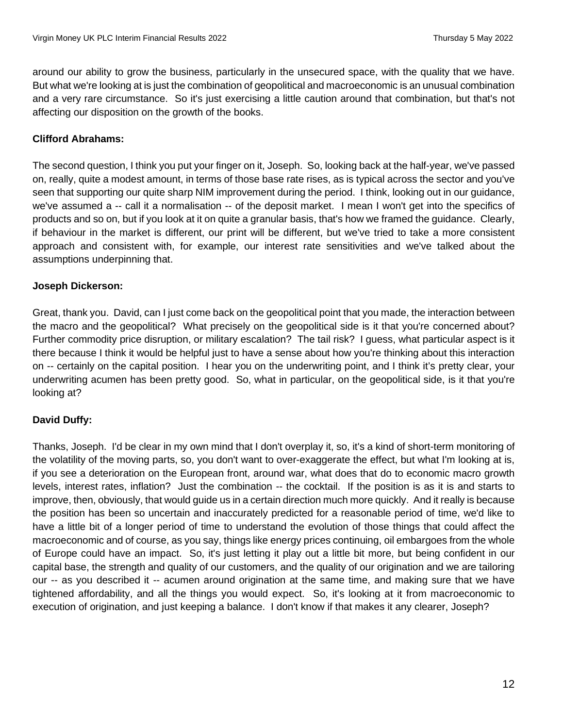around our ability to grow the business, particularly in the unsecured space, with the quality that we have. But what we're looking at is just the combination of geopolitical and macroeconomic is an unusual combination and a very rare circumstance. So it's just exercising a little caution around that combination, but that's not affecting our disposition on the growth of the books.

**Clifford Abrahams:**

The second question, I think you put your finger on it, Joseph. So, looking back at the half-year, we've passed on, really, quite a modest amount, in terms of those base rate rises, as is typical across the sector and you've seen that supporting our quite sharp NIM improvement during the period. I think, looking out in our guidance, we've assumed a -- call it a normalisation -- of the deposit market. I mean I won't get into the specifics of products and so on, but if you look at it on quite a granular basis, that's how we framed the guidance. Clearly, if behaviour in the market is different, our print will be different, but we've tried to take a more consistent approach and consistent with, for example, our interest rate sensitivities and we've talked about the assumptions underpinning that.

**Joseph Dickerson:**

Great, thank you. David, can I just come back on the geopolitical point that you made, the interaction between the macro and the geopolitical? What precisely on the geopolitical side is it that you're concerned about? Further commodity price disruption, or military escalation? The tail risk? I guess, what particular aspect is it there because I think it would be helpful just to have a sense about how you're thinking about this interaction on -- certainly on the capital position. I hear you on the underwriting point, and I think it's pretty clear, your underwriting acumen has been pretty good. So, what in particular, on the geopolitical side, is it that you're looking at?

**David Duffy:**

Thanks, Joseph. I'd be clear in my own mind that I don't overplay it, so, it's a kind of short-term monitoring of the volatility of the moving parts, so, you don't want to over-exaggerate the effect, but what I'm looking at is, if you see a deterioration on the European front, around war, what does that do to economic macro growth levels, interest rates, inflation? Just the combination -- the cocktail. If the position is as it is and starts to improve, then, obviously, that would guide us in a certain direction much more quickly. And it really is because the position has been so uncertain and inaccurately predicted for a reasonable period of time, we'd like to have a little bit of a longer period of time to understand the evolution of those things that could affect the macroeconomic and of course, as you say, things like energy prices continuing, oil embargoes from the whole of Europe could have an impact. So, it's just letting it play out a little bit more, but being confident in our capital base, the strength and quality of our customers, and the quality of our origination and we are tailoring our -- as you described it -- acumen around origination at the same time, and making sure that we have tightened affordability, and all the things you would expect. So, it's looking at it from macroeconomic to execution of origination, and just keeping a balance. I don't know if that makes it any clearer, Joseph?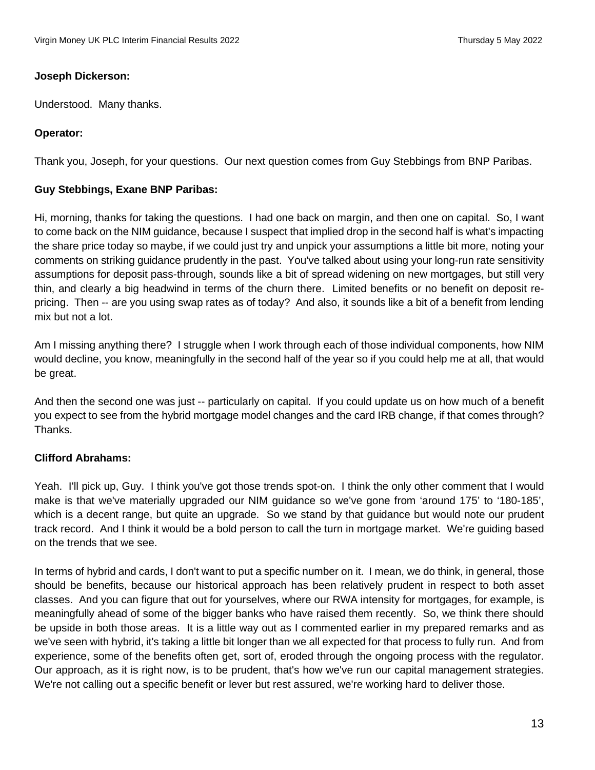**Joseph Dickerson:**

Understood. Many thanks.

**Operator:**

Thank you, Joseph, for your questions. Our next question comes from Guy Stebbings from BNP Paribas.

**Guy Stebbings, Exane BNP Paribas:**

Hi, morning, thanks for taking the questions. I had one back on margin, and then one on capital. So, I want to come back on the NIM guidance, because I suspect that implied drop in the second half is what's impacting the share price today so maybe, if we could just try and unpick your assumptions a little bit more, noting your comments on striking guidance prudently in the past. You've talked about using your long-run rate sensitivity assumptions for deposit pass-through, sounds like a bit of spread widening on new mortgages, but still very thin, and clearly a big headwind in terms of the churn there. Limited benefits or no benefit on deposit re-pricing. Then -- are you using swap rates as of today? And also, it sounds like a bit of a benefit from lending mix but not a lot.

Am I missing anything there? I struggle when I work through each of those individual components, how NIM would decline, you know, meaningfully in the second half of the year so if you could help me at all, that would be great.

And then the second one was just -- particularly on capital. If you could update us on how much of a benefit you expect to see from the hybrid mortgage model changes and the card IRB change, if that comes through? Thanks.

**Clifford Abrahams:**

Yeah. I'll pick up, Guy. I think you've got those trends spot-on. I think the only other comment that I would make is that we've materially upgraded our NIM guidance so we've gone from 'around 175' to '180-185', which is a decent range, but quite an upgrade. So we stand by that guidance but would note our prudent track record. And I think it would be a bold person to call the turn in mortgage market. We're guiding based on the trends that we see.

In terms of hybrid and cards, I don't want to put a specific number on it. I mean, we do think, in general, those should be benefits, because our historical approach has been relatively prudent in respect to both asset classes. And you can figure that out for yourselves, where our RWA intensity for mortgages, for example, is meaningfully ahead of some of the bigger banks who have raised them recently. So, we think there should be upside in both those areas. It is a little way out as I commented earlier in my prepared remarks and as we've seen with hybrid, it's taking a little bit longer than we all expected for that process to fully run. And from experience, some of the benefits often get, sort of, eroded through the ongoing process with the regulator. Our approach, as it is right now, is to be prudent, that's how we've run our capital management strategies. We're not calling out a specific benefit or lever but rest assured, we're working hard to deliver those.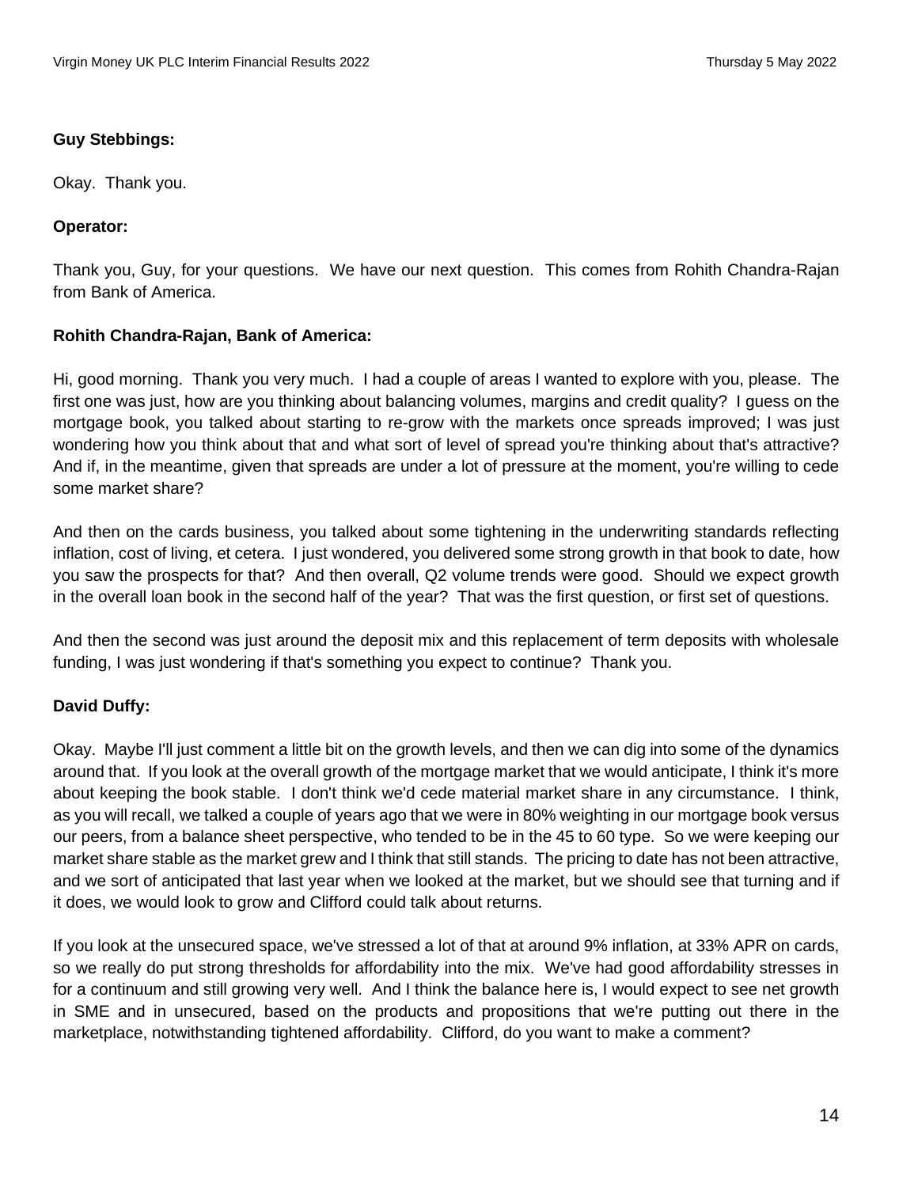**Guy Stebbings:**

Okay. Thank you.

**Operator:**

Thank you, Guy, for your questions. We have our next question. This comes from Rohith Chandra-Rajan from Bank of America.

**Rohith Chandra-Rajan, Bank of America:**

Hi, good morning. Thank you very much. I had a couple of areas I wanted to explore with you, please. The first one was just, how are you thinking about balancing volumes, margins and credit quality? I guess on the mortgage book, you talked about starting to re-grow with the markets once spreads improved; I was just wondering how you think about that and what sort of level of spread you're thinking about that's attractive? And if, in the meantime, given that spreads are under a lot of pressure at the moment, you're willing to cede some market share?

And then on the cards business, you talked about some tightening in the underwriting standards reflecting inflation, cost of living, et cetera. I just wondered, you delivered some strong growth in that book to date, how you saw the prospects for that? And then overall, Q2 volume trends were good. Should we expect growth in the overall loan book in the second half of the year? That was the first question, or first set of questions.

And then the second was just around the deposit mix and this replacement of term deposits with wholesale funding, I was just wondering if that's something you expect to continue? Thank you.

**David Duffy:**

Okay. Maybe I'll just comment a little bit on the growth levels, and then we can dig into some of the dynamics around that. If you look at the overall growth of the mortgage market that we would anticipate, I think it's more about keeping the book stable. I don't think we'd cede material market share in any circumstance. I think, as you will recall, we talked a couple of years ago that we were in 80% weighting in our mortgage book versus our peers, from a balance sheet perspective, who tended to be in the 45 to 60 type. So we were keeping our market share stable as the market grew and I think that still stands. The pricing to date has not been attractive, and we sort of anticipated that last year when we looked at the market, but we should see that turning and if it does, we would look to grow and Clifford could talk about returns.

If you look at the unsecured space, we've stressed a lot of that at around 9% inflation, at 33% APR on cards, so we really do put strong thresholds for affordability into the mix. We've had good affordability stresses in for a continuum and still growing very well. And I think the balance here is, I would expect to see net growth in SME and in unsecured, based on the products and propositions that we're putting out there in the marketplace, notwithstanding tightened affordability. Clifford, do you want to make a comment?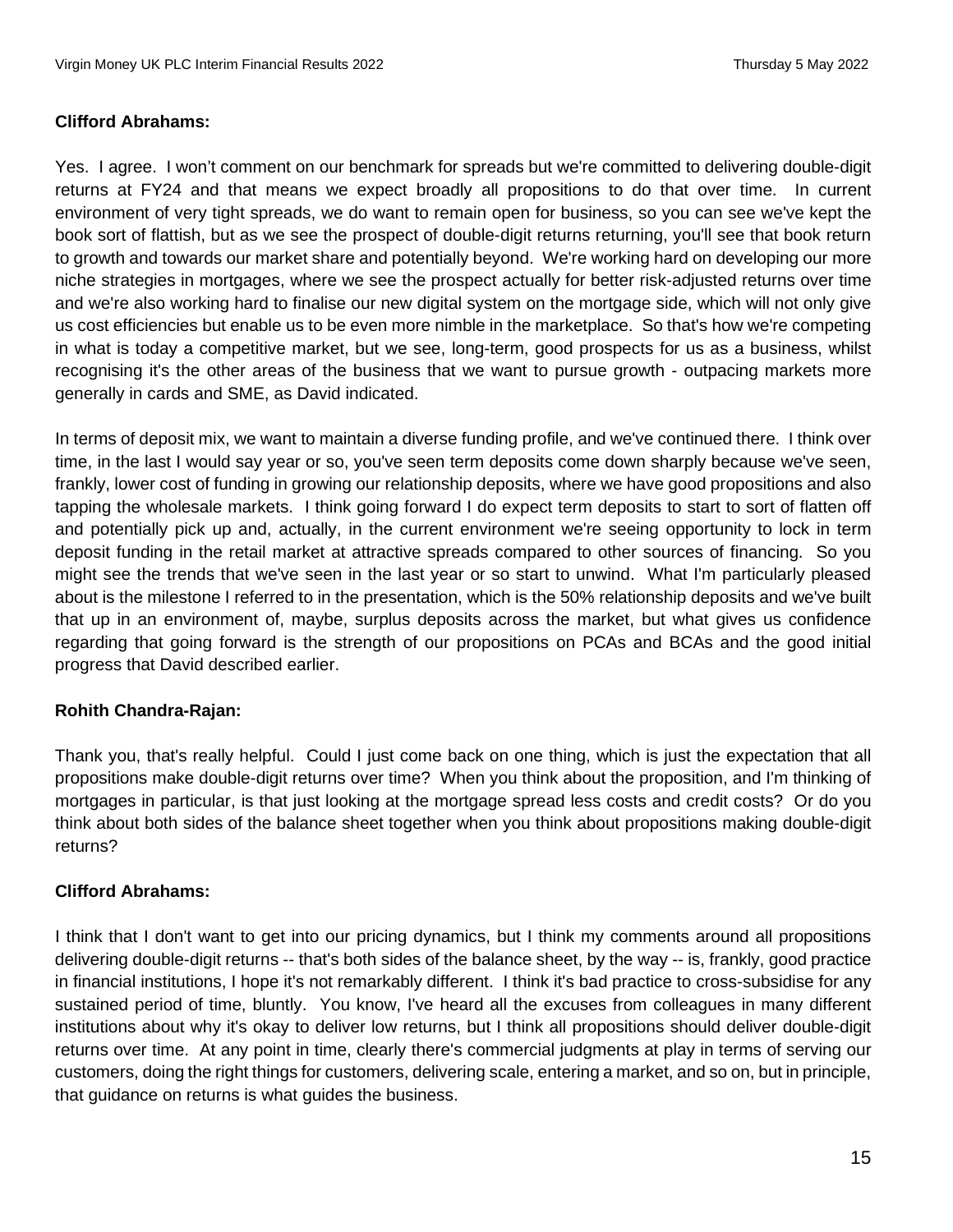**Clifford Abrahams:**

Yes. I agree. I won't comment on our benchmark for spreads but we're committed to delivering double-digit returns at FY24 and that means we expect broadly all propositions to do that over time. In current environment of very tight spreads, we do want to remain open for business, so you can see we've kept the book sort of flattish, but as we see the prospect of double-digit returns returning, you'll see that book return to growth and towards our market share and potentially beyond. We're working hard on developing our more niche strategies in mortgages, where we see the prospect actually for better risk-adjusted returns over time and we're also working hard to finalise our new digital system on the mortgage side, which will not only give us cost efficiencies but enable us to be even more nimble in the marketplace. So that's how we're competing in what is today a competitive market, but we see, long-term, good prospects for us as a business, whilst recognising it's the other areas of the business that we want to pursue growth - outpacing markets more generally in cards and SME, as David indicated.

In terms of deposit mix, we want to maintain a diverse funding profile, and we've continued there. I think over time, in the last I would say year or so, you've seen term deposits come down sharply because we've seen, frankly, lower cost of funding in growing our relationship deposits, where we have good propositions and also tapping the wholesale markets. I think going forward I do expect term deposits to start to sort of flatten off and potentially pick up and, actually, in the current environment we're seeing opportunity to lock in term deposit funding in the retail market at attractive spreads compared to other sources of financing. So you might see the trends that we've seen in the last year or so start to unwind. What I'm particularly pleased about is the milestone I referred to in the presentation, which is the 50% relationship deposits and we've built that up in an environment of, maybe, surplus deposits across the market, but what gives us confidence regarding that going forward is the strength of our propositions on PCAs and BCAs and the good initial progress that David described earlier.

**Rohith Chandra-Rajan:**

Thank you, that's really helpful. Could I just come back on one thing, which is just the expectation that all propositions make double-digit returns over time? When you think about the proposition, and I'm thinking of mortgages in particular, is that just looking at the mortgage spread less costs and credit costs? Or do you think about both sides of the balance sheet together when you think about propositions making double-digit returns?

**Clifford Abrahams:**

I think that I don't want to get into our pricing dynamics, but I think my comments around all propositions delivering double-digit returns -- that's both sides of the balance sheet, by the way -- is, frankly, good practice in financial institutions, I hope it's not remarkably different. I think it's bad practice to cross-subsidise for any sustained period of time, bluntly. You know, I've heard all the excuses from colleagues in many different institutions about why it's okay to deliver low returns, but I think all propositions should deliver double-digit returns over time. At any point in time, clearly there's commercial judgments at play in terms of serving our customers, doing the right things for customers, delivering scale, entering a market, and so on, but in principle, that guidance on returns is what guides the business.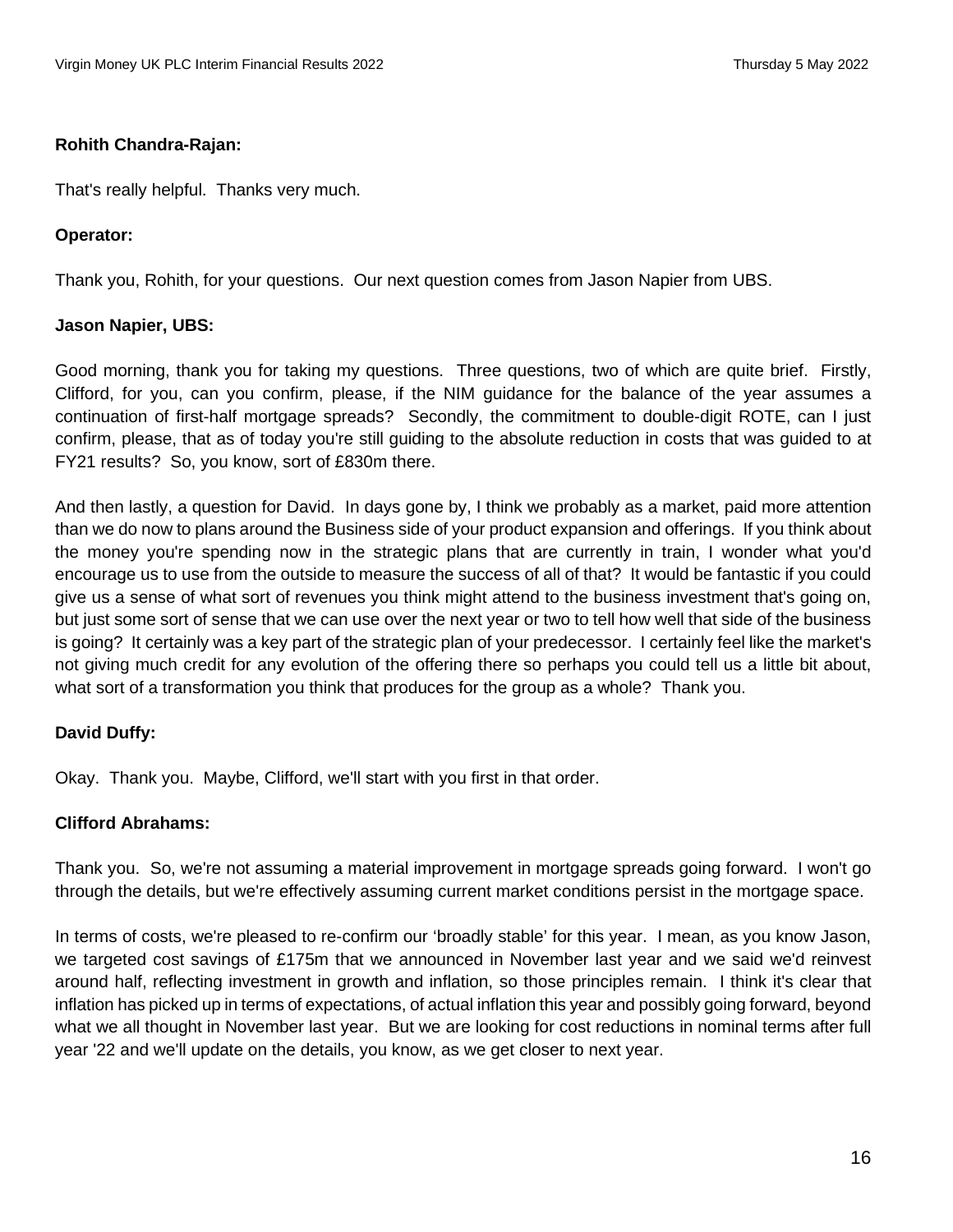**Rohith Chandra-Rajan:**

That's really helpful. Thanks very much.

**Operator:**

Thank you, Rohith, for your questions. Our next question comes from Jason Napier from UBS.

**Jason Napier, UBS:**

Good morning, thank you for taking my questions. Three questions, two of which are quite brief. Firstly, Clifford, for you, can you confirm, please, if the NIM guidance for the balance of the year assumes a continuation of first-half mortgage spreads? Secondly, the commitment to double-digit ROTE, can I just confirm, please, that as of today you're still guiding to the absolute reduction in costs that was guided to at FY21 results? So, you know, sort of £830m there.

And then lastly, a question for David. In days gone by, I think we probably as a market, paid more attention than we do now to plans around the Business side of your product expansion and offerings. If you think about the money you're spending now in the strategic plans that are currently in train, I wonder what you'd encourage us to use from the outside to measure the success of all of that? It would be fantastic if you could give us a sense of what sort of revenues you think might attend to the business investment that's going on, but just some sort of sense that we can use over the next year or two to tell how well that side of the business is going? It certainly was a key part of the strategic plan of your predecessor. I certainly feel like the market's not giving much credit for any evolution of the offering there so perhaps you could tell us a little bit about, what sort of a transformation you think that produces for the group as a whole? Thank you.

**David Duffy:**

Okay. Thank you. Maybe, Clifford, we'll start with you first in that order.

**Clifford Abrahams:**

Thank you. So, we're not assuming a material improvement in mortgage spreads going forward. I won't go through the details, but we're effectively assuming current market conditions persist in the mortgage space.

In terms of costs, we're pleased to re-confirm our 'broadly stable' for this year. I mean, as you know Jason, we targeted cost savings of £175m that we announced in November last year and we said we'd reinvest around half, reflecting investment in growth and inflation, so those principles remain. I think it's clear that inflation has picked up in terms of expectations, of actual inflation this year and possibly going forward, beyond what we all thought in November last year. But we are looking for cost reductions in nominal terms after full year '22 and we'll update on the details, you know, as we get closer to next year.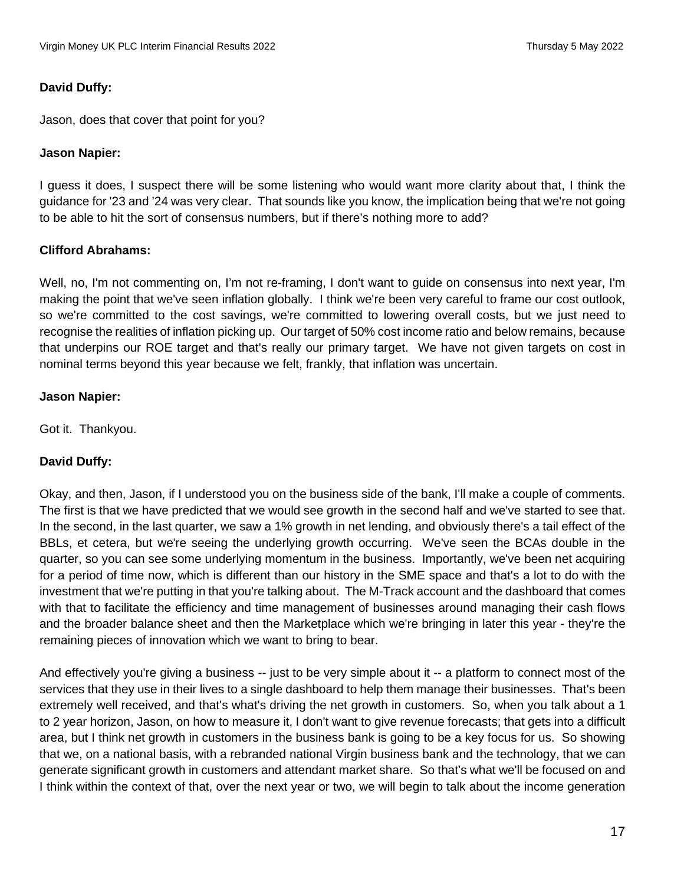**David Duffy:**

Jason, does that cover that point for you?

**Jason Napier:**

I guess it does, I suspect there will be some listening who would want more clarity about that, I think the guidance for '23 and '24 was very clear. That sounds like you know, the implication being that we're not going to be able to hit the sort of consensus numbers, but if there's nothing more to add?

**Clifford Abrahams:**

Well, no, I'm not commenting on, I'm not re-framing, I don't want to guide on consensus into next year, I'm making the point that we've seen inflation globally. I think we're been very careful to frame our cost outlook, so we're committed to the cost savings, we're committed to lowering overall costs, but we just need to recognise the realities of inflation picking up. Our target of 50% cost income ratio and below remains, because that underpins our ROE target and that's really our primary target. We have not given targets on cost in nominal terms beyond this year because we felt, frankly, that inflation was uncertain.

**Jason Napier:**

Got it. Thankyou.

**David Duffy:**

Okay, and then, Jason, if I understood you on the business side of the bank, I'll make a couple of comments. The first is that we have predicted that we would see growth in the second half and we've started to see that. In the second, in the last quarter, we saw a 1% growth in net lending, and obviously there's a tail effect of the BBLs, et cetera, but we're seeing the underlying growth occurring. We've seen the BCAs double in the quarter, so you can see some underlying momentum in the business. Importantly, we've been net acquiring for a period of time now, which is different than our history in the SME space and that's a lot to do with the investment that we're putting in that you're talking about. The M-Track account and the dashboard that comes with that to facilitate the efficiency and time management of businesses around managing their cash flows and the broader balance sheet and then the Marketplace which we're bringing in later this year - they're the remaining pieces of innovation which we want to bring to bear.

And effectively you're giving a business -- just to be very simple about it -- a platform to connect most of the services that they use in their lives to a single dashboard to help them manage their businesses. That's been extremely well received, and that's what's driving the net growth in customers. So, when you talk about a 1 to 2 year horizon, Jason, on how to measure it, I don't want to give revenue forecasts; that gets into a difficult area, but I think net growth in customers in the business bank is going to be a key focus for us. So showing that we, on a national basis, with a rebranded national Virgin business bank and the technology, that we can generate significant growth in customers and attendant market share. So that's what we'll be focused on and I think within the context of that, over the next year or two, we will begin to talk about the income generation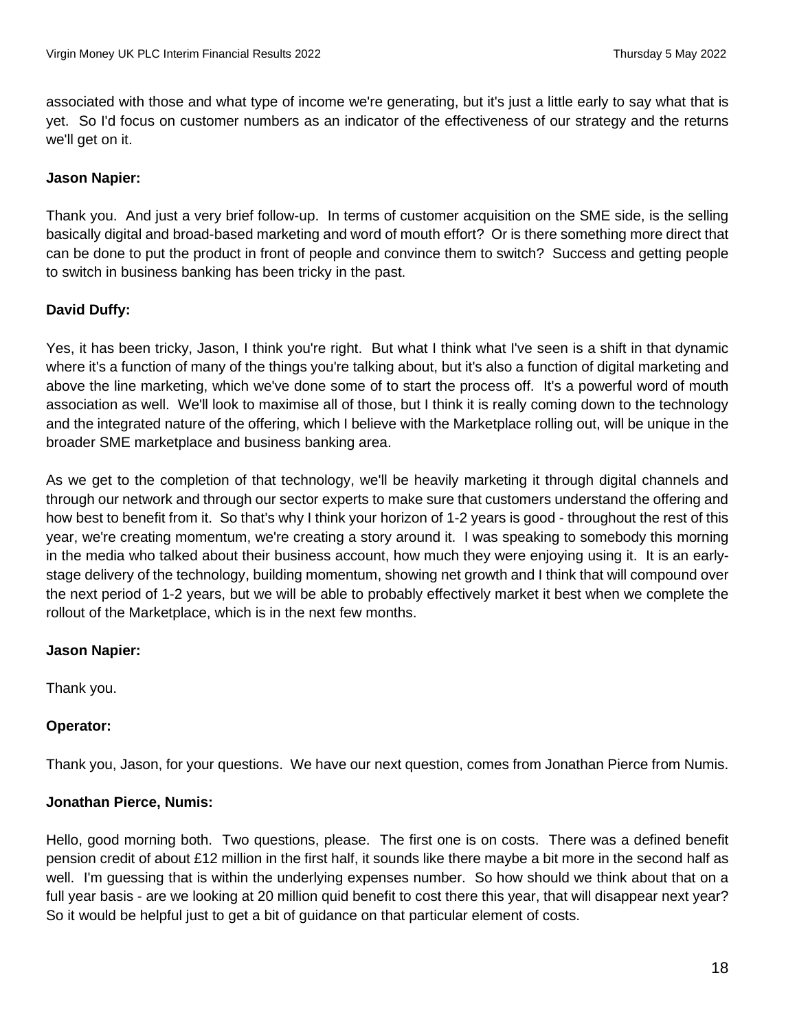associated with those and what type of income we're generating, but it's just a little early to say what that is yet. So I'd focus on customer numbers as an indicator of the effectiveness of our strategy and the returns we'll get on it.

**Jason Napier:**

Thank you. And just a very brief follow-up. In terms of customer acquisition on the SME side, is the selling basically digital and broad-based marketing and word of mouth effort? Or is there something more direct that can be done to put the product in front of people and convince them to switch? Success and getting people to switch in business banking has been tricky in the past.

**David Duffy:**

Yes, it has been tricky, Jason, I think you're right. But what I think what I've seen is a shift in that dynamic where it's a function of many of the things you're talking about, but it's also a function of digital marketing and above the line marketing, which we've done some of to start the process off. It's a powerful word of mouth association as well. We'll look to maximise all of those, but I think it is really coming down to the technology and the integrated nature of the offering, which I believe with the Marketplace rolling out, will be unique in the broader SME marketplace and business banking area.

As we get to the completion of that technology, we'll be heavily marketing it through digital channels and through our network and through our sector experts to make sure that customers understand the offering and how best to benefit from it. So that's why I think your horizon of 1-2 years is good - throughout the rest of this year, we're creating momentum, we're creating a story around it. I was speaking to somebody this morning in the media who talked about their business account, how much they were enjoying using it. It is an early-stage delivery of the technology, building momentum, showing net growth and I think that will compound over the next period of 1-2 years, but we will be able to probably effectively market it best when we complete the rollout of the Marketplace, which is in the next few months.

**Jason Napier:**

Thank you.

**Operator:**

Thank you, Jason, for your questions. We have our next question, comes from Jonathan Pierce from Numis.

**Jonathan Pierce, Numis:**

Hello, good morning both. Two questions, please. The first one is on costs. There was a defined benefit pension credit of about £12 million in the first half, it sounds like there maybe a bit more in the second half as well. I'm guessing that is within the underlying expenses number. So how should we think about that on a full year basis - are we looking at 20 million quid benefit to cost there this year, that will disappear next year? So it would be helpful just to get a bit of guidance on that particular element of costs.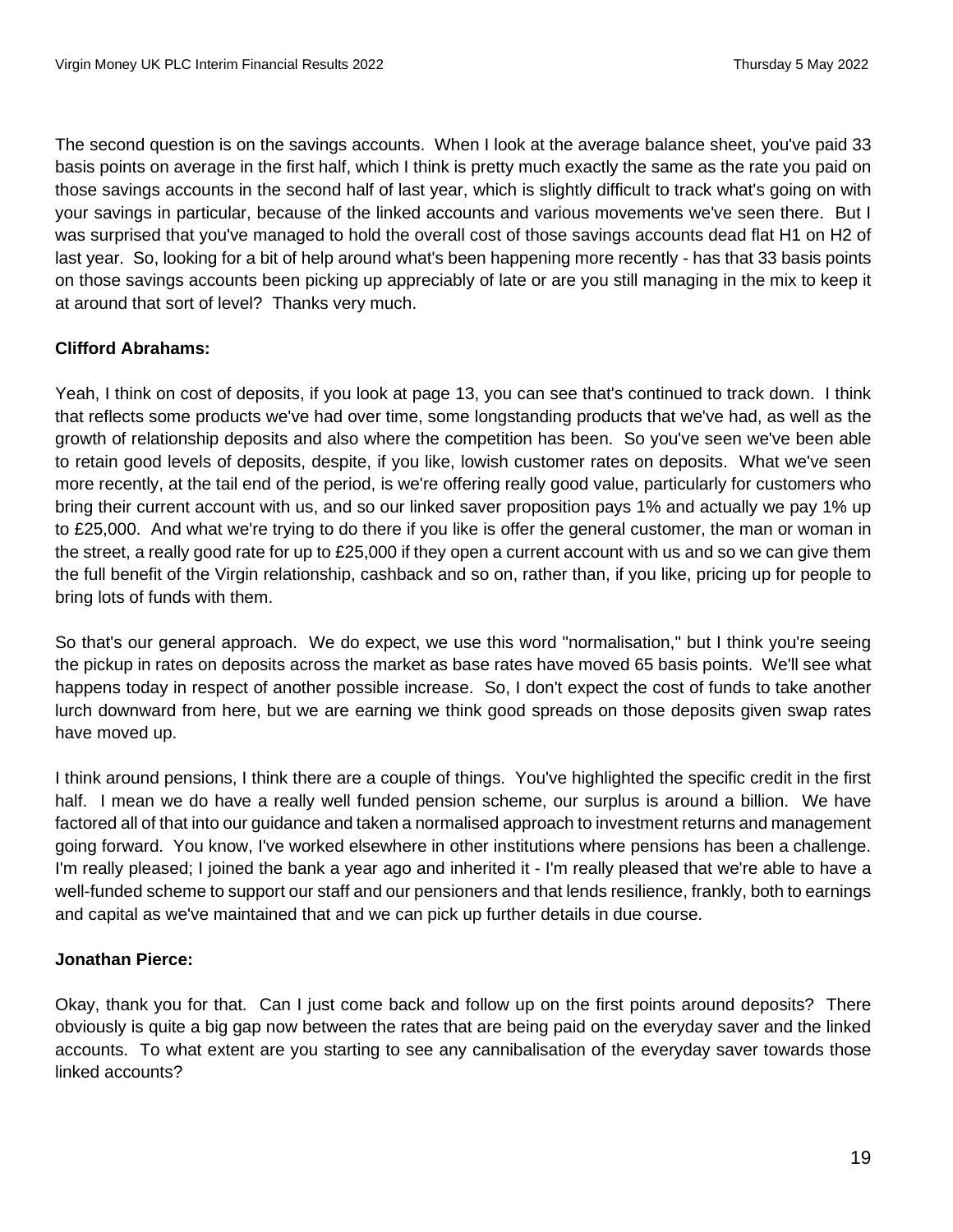The second question is on the savings accounts. When I look at the average balance sheet, you've paid 33 basis points on average in the first half, which I think is pretty much exactly the same as the rate you paid on those savings accounts in the second half of last year, which is slightly difficult to track what's going on with your savings in particular, because of the linked accounts and various movements we've seen there. But I was surprised that you've managed to hold the overall cost of those savings accounts dead flat H1 on H2 of last year. So, looking for a bit of help around what's been happening more recently - has that 33 basis points on those savings accounts been picking up appreciably of late or are you still managing in the mix to keep it at around that sort of level? Thanks very much.

**Clifford Abrahams:**

Yeah, I think on cost of deposits, if you look at page 13, you can see that's continued to track down. I think that reflects some products we've had over time, some longstanding products that we've had, as well as the growth of relationship deposits and also where the competition has been. So you've seen we've been able to retain good levels of deposits, despite, if you like, lowish customer rates on deposits. What we've seen more recently, at the tail end of the period, is we're offering really good value, particularly for customers who bring their current account with us, and so our linked saver proposition pays 1% and actually we pay 1% up to £25,000. And what we're trying to do there if you like is offer the general customer, the man or woman in the street, a really good rate for up to £25,000 if they open a current account with us and so we can give them the full benefit of the Virgin relationship, cashback and so on, rather than, if you like, pricing up for people to bring lots of funds with them.

So that's our general approach. We do expect, we use this word "normalisation," but I think you're seeing the pickup in rates on deposits across the market as base rates have moved 65 basis points. We'll see what happens today in respect of another possible increase. So, I don't expect the cost of funds to take another lurch downward from here, but we are earning we think good spreads on those deposits given swap rates have moved up.

I think around pensions, I think there are a couple of things. You've highlighted the specific credit in the first half. I mean we do have a really well funded pension scheme, our surplus is around a billion. We have factored all of that into our guidance and taken a normalised approach to investment returns and management going forward. You know, I've worked elsewhere in other institutions where pensions has been a challenge. I'm really pleased; I joined the bank a year ago and inherited it - I'm really pleased that we're able to have a well-funded scheme to support our staff and our pensioners and that lends resilience, frankly, both to earnings and capital as we've maintained that and we can pick up further details in due course.

**Jonathan Pierce:**

Okay, thank you for that. Can I just come back and follow up on the first points around deposits? There obviously is quite a big gap now between the rates that are being paid on the everyday saver and the linked accounts. To what extent are you starting to see any cannibalisation of the everyday saver towards those linked accounts?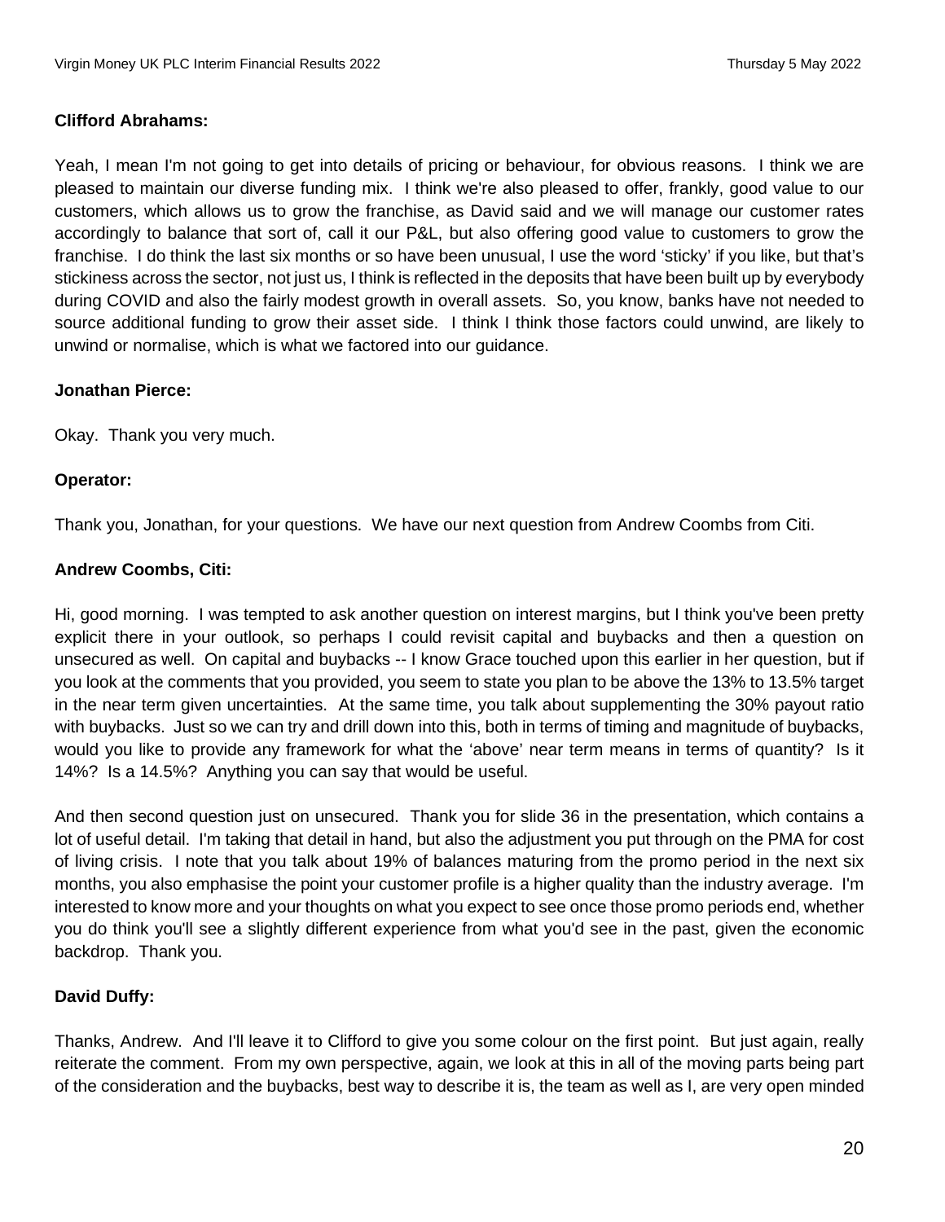**Clifford Abrahams:**

Yeah, I mean I'm not going to get into details of pricing or behaviour, for obvious reasons. I think we are pleased to maintain our diverse funding mix. I think we're also pleased to offer, frankly, good value to our customers, which allows us to grow the franchise, as David said and we will manage our customer rates accordingly to balance that sort of, call it our P&L, but also offering good value to customers to grow the franchise. I do think the last six months or so have been unusual, I use the word 'sticky' if you like, but that's stickiness across the sector, not just us, I think is reflected in the deposits that have been built up by everybody during COVID and also the fairly modest growth in overall assets. So, you know, banks have not needed to source additional funding to grow their asset side. I think I think those factors could unwind, are likely to unwind or normalise, which is what we factored into our guidance.

**Jonathan Pierce:**

Okay. Thank you very much.

**Operator:**

Thank you, Jonathan, for your questions. We have our next question from Andrew Coombs from Citi.

**Andrew Coombs, Citi:**

Hi, good morning. I was tempted to ask another question on interest margins, but I think you've been pretty explicit there in your outlook, so perhaps I could revisit capital and buybacks and then a question on unsecured as well. On capital and buybacks -- I know Grace touched upon this earlier in her question, but if you look at the comments that you provided, you seem to state you plan to be above the 13% to 13.5% target in the near term given uncertainties. At the same time, you talk about supplementing the 30% payout ratio with buybacks. Just so we can try and drill down into this, both in terms of timing and magnitude of buybacks, would you like to provide any framework for what the 'above' near term means in terms of quantity? Is it 14%? Is a 14.5%? Anything you can say that would be useful.

And then second question just on unsecured. Thank you for slide 36 in the presentation, which contains a lot of useful detail. I'm taking that detail in hand, but also the adjustment you put through on the PMA for cost of living crisis. I note that you talk about 19% of balances maturing from the promo period in the next six months, you also emphasise the point your customer profile is a higher quality than the industry average. I'm interested to know more and your thoughts on what you expect to see once those promo periods end, whether you do think you'll see a slightly different experience from what you'd see in the past, given the economic backdrop. Thank you.

**David Duffy:**

Thanks, Andrew. And I'll leave it to Clifford to give you some colour on the first point. But just again, really reiterate the comment. From my own perspective, again, we look at this in all of the moving parts being part of the consideration and the buybacks, best way to describe it is, the team as well as I, are very open minded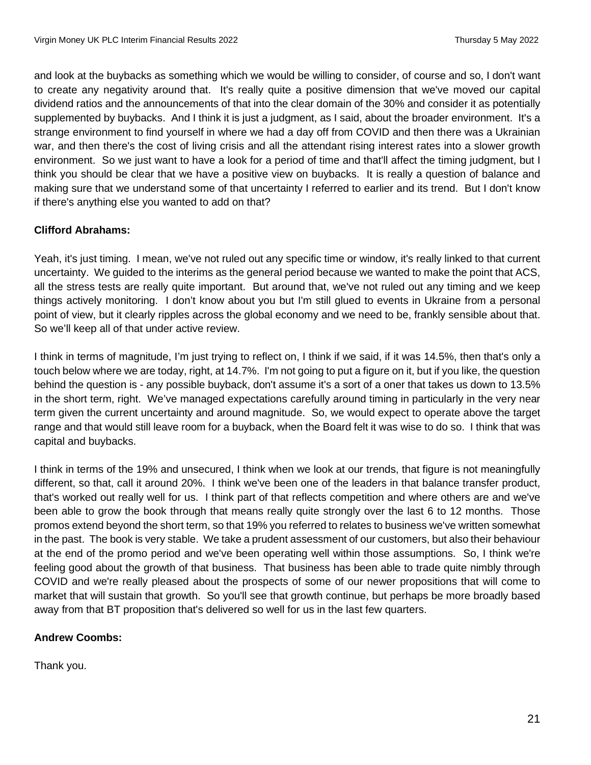and look at the buybacks as something which we would be willing to consider, of course and so, I don't want to create any negativity around that. It's really quite a positive dimension that we've moved our capital dividend ratios and the announcements of that into the clear domain of the 30% and consider it as potentially supplemented by buybacks. And I think it is just a judgment, as I said, about the broader environment. It's a strange environment to find yourself in where we had a day off from COVID and then there was a Ukrainian war, and then there's the cost of living crisis and all the attendant rising interest rates into a slower growth environment. So we just want to have a look for a period of time and that'll affect the timing judgment, but I think you should be clear that we have a positive view on buybacks. It is really a question of balance and making sure that we understand some of that uncertainty I referred to earlier and its trend. But I don't know if there's anything else you wanted to add on that?

**Clifford Abrahams:**

Yeah, it's just timing. I mean, we've not ruled out any specific time or window, it's really linked to that current uncertainty. We guided to the interims as the general period because we wanted to make the point that ACS, all the stress tests are really quite important. But around that, we've not ruled out any timing and we keep things actively monitoring. I don't know about you but I'm still glued to events in Ukraine from a personal point of view, but it clearly ripples across the global economy and we need to be, frankly sensible about that. So we'll keep all of that under active review.

I think in terms of magnitude, I'm just trying to reflect on, I think if we said, if it was 14.5%, then that's only a touch below where we are today, right, at 14.7%. I'm not going to put a figure on it, but if you like, the question behind the question is - any possible buyback, don't assume it's a sort of a oner that takes us down to 13.5% in the short term, right. We've managed expectations carefully around timing in particularly in the very near term given the current uncertainty and around magnitude. So, we would expect to operate above the target range and that would still leave room for a buyback, when the Board felt it was wise to do so. I think that was capital and buybacks.

I think in terms of the 19% and unsecured, I think when we look at our trends, that figure is not meaningfully different, so that, call it around 20%. I think we've been one of the leaders in that balance transfer product, that's worked out really well for us. I think part of that reflects competition and where others are and we've been able to grow the book through that means really quite strongly over the last 6 to 12 months. Those promos extend beyond the short term, so that 19% you referred to relates to business we've written somewhat in the past. The book is very stable. We take a prudent assessment of our customers, but also their behaviour at the end of the promo period and we've been operating well within those assumptions. So, I think we're feeling good about the growth of that business. That business has been able to trade quite nimbly through COVID and we're really pleased about the prospects of some of our newer propositions that will come to market that will sustain that growth. So you'll see that growth continue, but perhaps be more broadly based away from that BT proposition that's delivered so well for us in the last few quarters.

**Andrew Coombs:**

Thank you.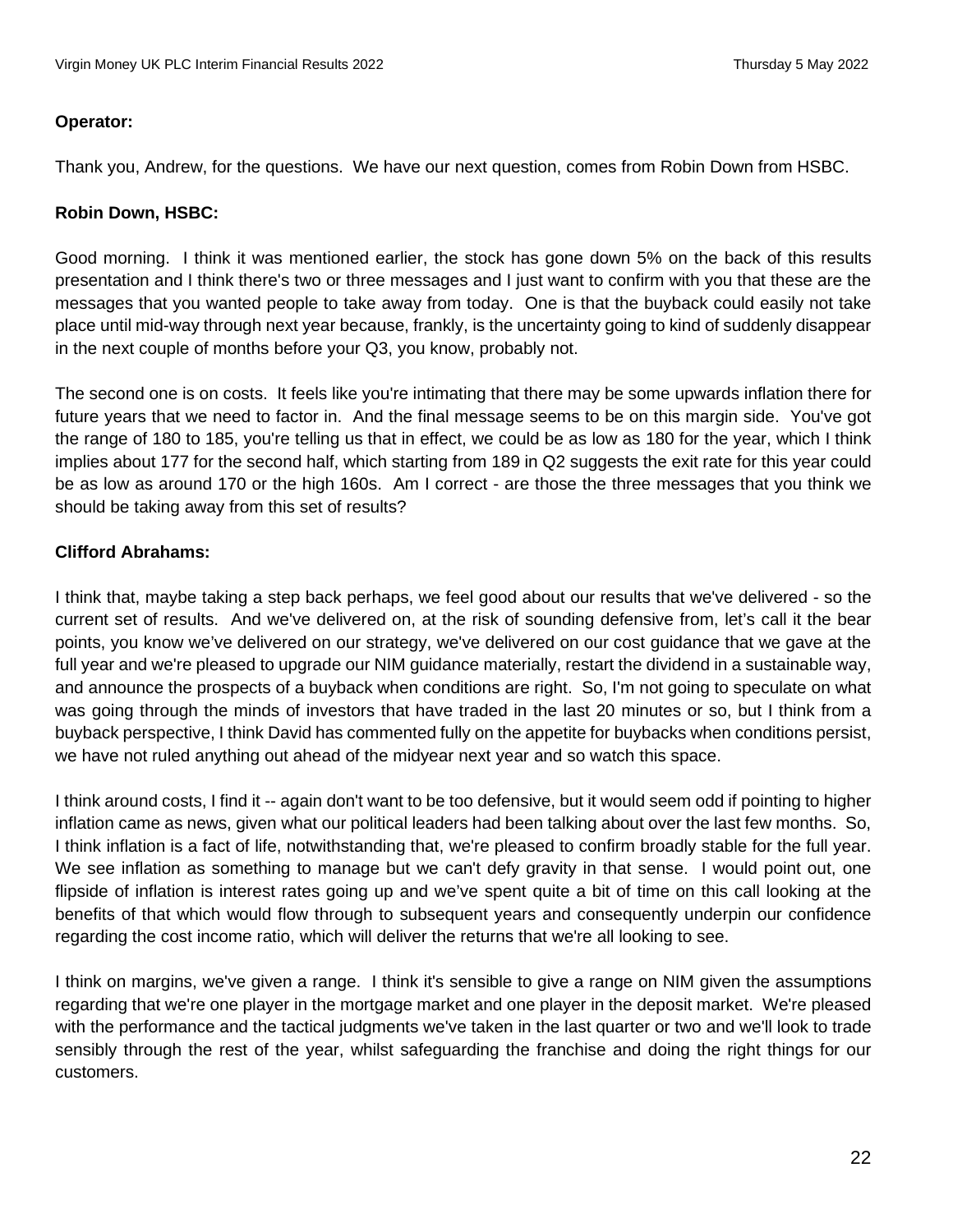**Operator:**

Thank you, Andrew, for the questions. We have our next question, comes from Robin Down from HSBC.

**Robin Down, HSBC:**

Good morning. I think it was mentioned earlier, the stock has gone down 5% on the back of this results presentation and I think there's two or three messages and I just want to confirm with you that these are the messages that you wanted people to take away from today. One is that the buyback could easily not take place until mid-way through next year because, frankly, is the uncertainty going to kind of suddenly disappear in the next couple of months before your Q3, you know, probably not.

The second one is on costs. It feels like you're intimating that there may be some upwards inflation there for future years that we need to factor in. And the final message seems to be on this margin side. You've got the range of 180 to 185, you're telling us that in effect, we could be as low as 180 for the year, which I think implies about 177 for the second half, which starting from 189 in Q2 suggests the exit rate for this year could be as low as around 170 or the high 160s. Am I correct - are those the three messages that you think we should be taking away from this set of results?

**Clifford Abrahams:**

I think that, maybe taking a step back perhaps, we feel good about our results that we've delivered - so the current set of results. And we've delivered on, at the risk of sounding defensive from, let's call it the bear points, you know we've delivered on our strategy, we've delivered on our cost guidance that we gave at the full year and we're pleased to upgrade our NIM guidance materially, restart the dividend in a sustainable way, and announce the prospects of a buyback when conditions are right. So, I'm not going to speculate on what was going through the minds of investors that have traded in the last 20 minutes or so, but I think from a buyback perspective, I think David has commented fully on the appetite for buybacks when conditions persist, we have not ruled anything out ahead of the midyear next year and so watch this space.

I think around costs, I find it -- again don't want to be too defensive, but it would seem odd if pointing to higher inflation came as news, given what our political leaders had been talking about over the last few months. So, I think inflation is a fact of life, notwithstanding that, we're pleased to confirm broadly stable for the full year. We see inflation as something to manage but we can't defy gravity in that sense. I would point out, one flipside of inflation is interest rates going up and we've spent quite a bit of time on this call looking at the benefits of that which would flow through to subsequent years and consequently underpin our confidence regarding the cost income ratio, which will deliver the returns that we're all looking to see.

I think on margins, we've given a range. I think it's sensible to give a range on NIM given the assumptions regarding that we're one player in the mortgage market and one player in the deposit market. We're pleased with the performance and the tactical judgments we've taken in the last quarter or two and we'll look to trade sensibly through the rest of the year, whilst safeguarding the franchise and doing the right things for our customers.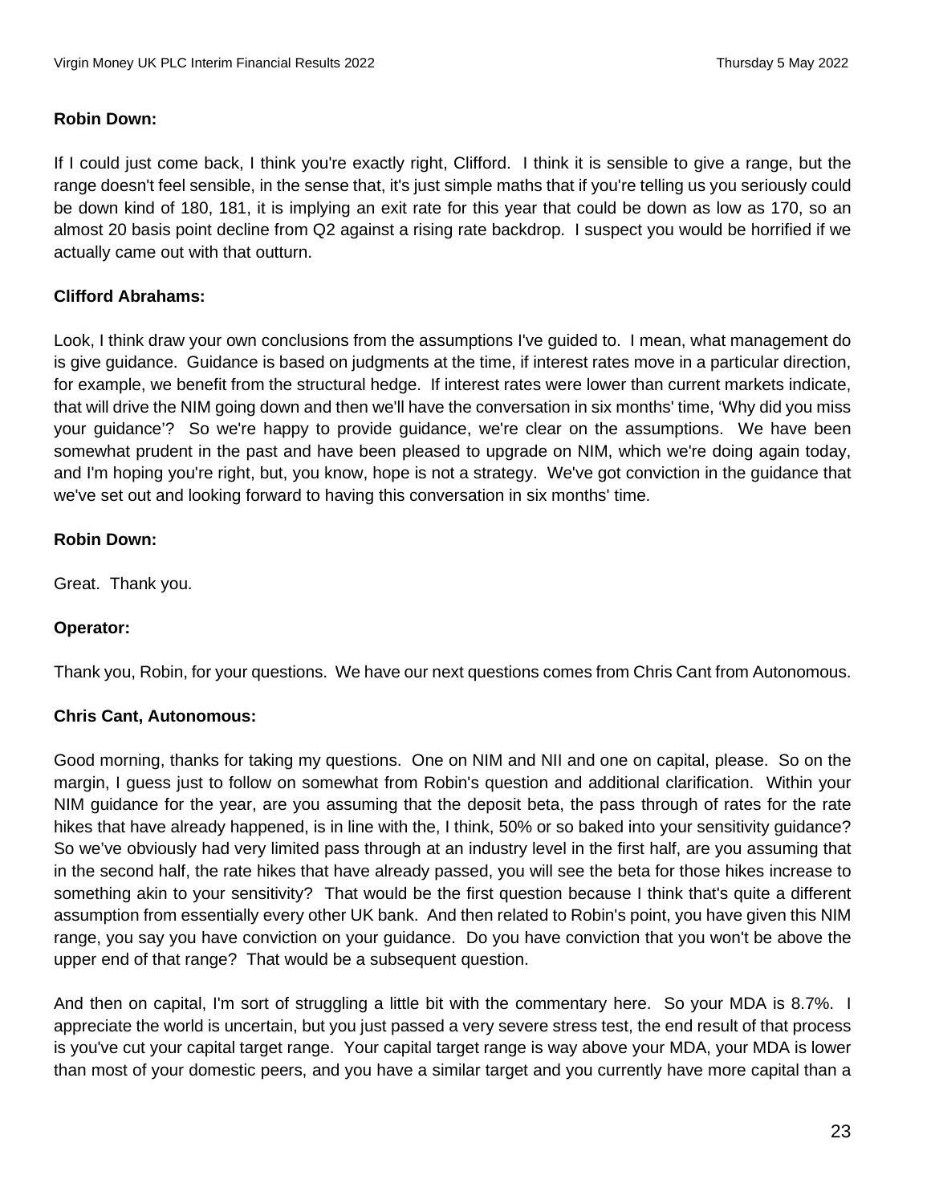**Robin Down:**

If I could just come back, I think you're exactly right, Clifford. I think it is sensible to give a range, but the range doesn't feel sensible, in the sense that, it's just simple maths that if you're telling us you seriously could be down kind of 180, 181, it is implying an exit rate for this year that could be down as low as 170, so an almost 20 basis point decline from Q2 against a rising rate backdrop. I suspect you would be horrified if we actually came out with that outturn.

**Clifford Abrahams:**

Look, I think draw your own conclusions from the assumptions I've guided to. I mean, what management do is give guidance. Guidance is based on judgments at the time, if interest rates move in a particular direction, for example, we benefit from the structural hedge. If interest rates were lower than current markets indicate, that will drive the NIM going down and then we'll have the conversation in six months' time, 'Why did you miss your guidance'? So we're happy to provide guidance, we're clear on the assumptions. We have been somewhat prudent in the past and have been pleased to upgrade on NIM, which we're doing again today, and I'm hoping you're right, but, you know, hope is not a strategy. We've got conviction in the guidance that we've set out and looking forward to having this conversation in six months' time.

**Robin Down:**

Great. Thank you.

**Operator:**

Thank you, Robin, for your questions. We have our next questions comes from Chris Cant from Autonomous.

**Chris Cant, Autonomous:**

Good morning, thanks for taking my questions. One on NIM and NII and one on capital, please. So on the margin, I guess just to follow on somewhat from Robin's question and additional clarification. Within your NIM guidance for the year, are you assuming that the deposit beta, the pass through of rates for the rate hikes that have already happened, is in line with the, I think, 50% or so baked into your sensitivity guidance? So we've obviously had very limited pass through at an industry level in the first half, are you assuming that in the second half, the rate hikes that have already passed, you will see the beta for those hikes increase to something akin to your sensitivity? That would be the first question because I think that's quite a different assumption from essentially every other UK bank. And then related to Robin's point, you have given this NIM range, you say you have conviction on your guidance. Do you have conviction that you won't be above the upper end of that range? That would be a subsequent question.

And then on capital, I'm sort of struggling a little bit with the commentary here. So your MDA is 8.7%. I appreciate the world is uncertain, but you just passed a very severe stress test, the end result of that process is you've cut your capital target range. Your capital target range is way above your MDA, your MDA is lower than most of your domestic peers, and you have a similar target and you currently have more capital than a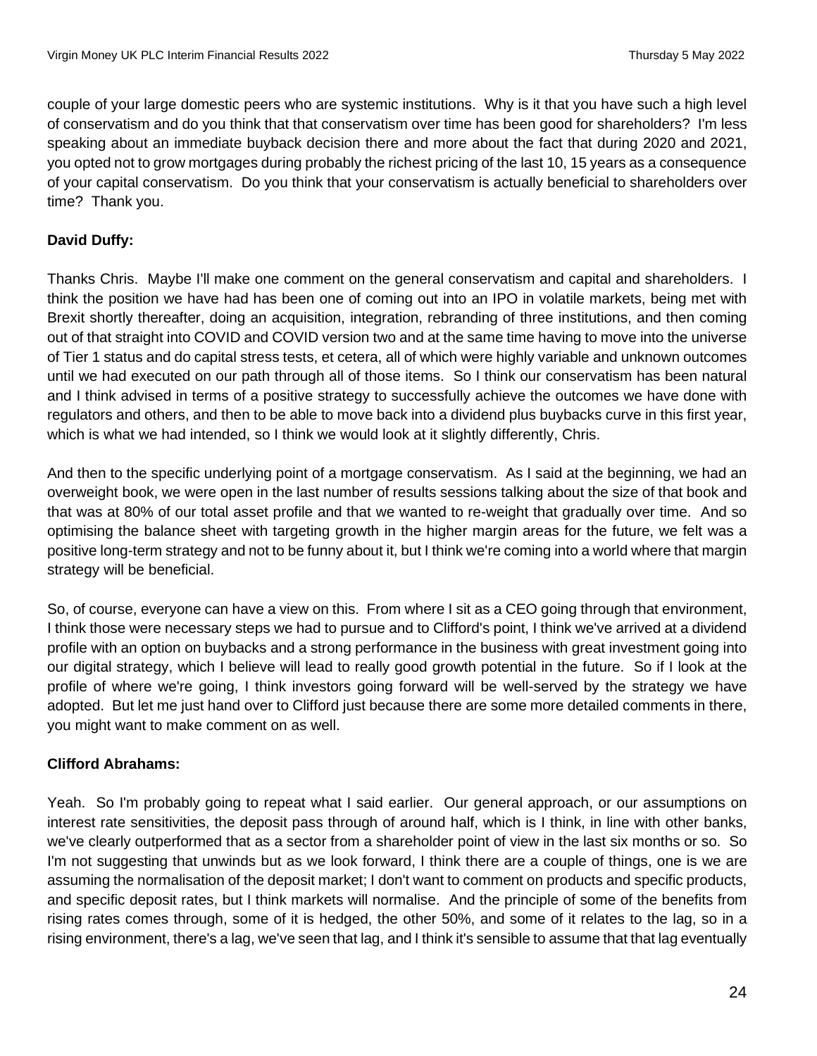couple of your large domestic peers who are systemic institutions. Why is it that you have such a high level of conservatism and do you think that that conservatism over time has been good for shareholders? I'm less speaking about an immediate buyback decision there and more about the fact that during 2020 and 2021, you opted not to grow mortgages during probably the richest pricing of the last 10, 15 years as a consequence of your capital conservatism. Do you think that your conservatism is actually beneficial to shareholders over time? Thank you.

**David Duffy:**

Thanks Chris. Maybe I'll make one comment on the general conservatism and capital and shareholders. I think the position we have had has been one of coming out into an IPO in volatile markets, being met with Brexit shortly thereafter, doing an acquisition, integration, rebranding of three institutions, and then coming out of that straight into COVID and COVID version two and at the same time having to move into the universe of Tier 1 status and do capital stress tests, et cetera, all of which were highly variable and unknown outcomes until we had executed on our path through all of those items. So I think our conservatism has been natural and I think advised in terms of a positive strategy to successfully achieve the outcomes we have done with regulators and others, and then to be able to move back into a dividend plus buybacks curve in this first year, which is what we had intended, so I think we would look at it slightly differently, Chris.

And then to the specific underlying point of a mortgage conservatism. As I said at the beginning, we had an overweight book, we were open in the last number of results sessions talking about the size of that book and that was at 80% of our total asset profile and that we wanted to re-weight that gradually over time. And so optimising the balance sheet with targeting growth in the higher margin areas for the future, we felt was a positive long-term strategy and not to be funny about it, but I think we're coming into a world where that margin strategy will be beneficial.

So, of course, everyone can have a view on this. From where I sit as a CEO going through that environment, I think those were necessary steps we had to pursue and to Clifford's point, I think we've arrived at a dividend profile with an option on buybacks and a strong performance in the business with great investment going into our digital strategy, which I believe will lead to really good growth potential in the future. So if I look at the profile of where we're going, I think investors going forward will be well-served by the strategy we have adopted. But let me just hand over to Clifford just because there are some more detailed comments in there, you might want to make comment on as well.

**Clifford Abrahams:**

Yeah. So I'm probably going to repeat what I said earlier. Our general approach, or our assumptions on interest rate sensitivities, the deposit pass through of around half, which is I think, in line with other banks, we've clearly outperformed that as a sector from a shareholder point of view in the last six months or so. So I'm not suggesting that unwinds but as we look forward, I think there are a couple of things, one is we are assuming the normalisation of the deposit market; I don't want to comment on products and specific products, and specific deposit rates, but I think markets will normalise. And the principle of some of the benefits from rising rates comes through, some of it is hedged, the other 50%, and some of it relates to the lag, so in a rising environment, there's a lag, we've seen that lag, and I think it's sensible to assume that that lag eventually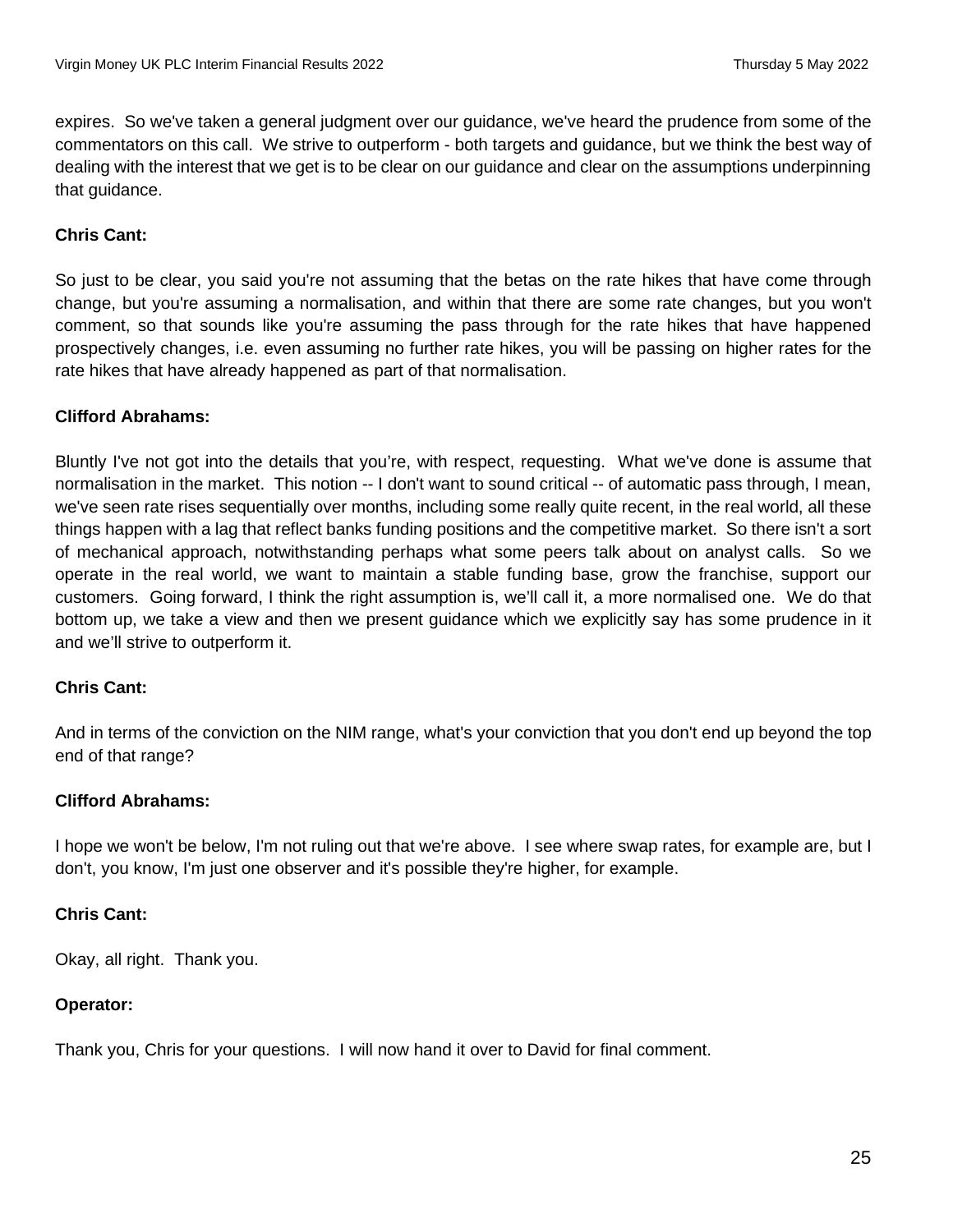expires. So we've taken a general judgment over our guidance, we've heard the prudence from some of the commentators on this call. We strive to outperform - both targets and guidance, but we think the best way of dealing with the interest that we get is to be clear on our guidance and clear on the assumptions underpinning that guidance.

**Chris Cant:**

So just to be clear, you said you're not assuming that the betas on the rate hikes that have come through change, but you're assuming a normalisation, and within that there are some rate changes, but you won't comment, so that sounds like you're assuming the pass through for the rate hikes that have happened prospectively changes, i.e. even assuming no further rate hikes, you will be passing on higher rates for the rate hikes that have already happened as part of that normalisation.

**Clifford Abrahams:**

Bluntly I've not got into the details that you're, with respect, requesting. What we've done is assume that normalisation in the market. This notion -- I don't want to sound critical -- of automatic pass through, I mean, we've seen rate rises sequentially over months, including some really quite recent, in the real world, all these things happen with a lag that reflect banks funding positions and the competitive market. So there isn't a sort of mechanical approach, notwithstanding perhaps what some peers talk about on analyst calls. So we operate in the real world, we want to maintain a stable funding base, grow the franchise, support our customers. Going forward, I think the right assumption is, we'll call it, a more normalised one. We do that bottom up, we take a view and then we present guidance which we explicitly say has some prudence in it and we'll strive to outperform it.

**Chris Cant:**

And in terms of the conviction on the NIM range, what's your conviction that you don't end up beyond the top end of that range?

**Clifford Abrahams:**

I hope we won't be below, I'm not ruling out that we're above. I see where swap rates, for example are, but I don't, you know, I'm just one observer and it's possible they're higher, for example.

**Chris Cant:**

Okay, all right. Thank you.

**Operator:**

Thank you, Chris for your questions. I will now hand it over to David for final comment.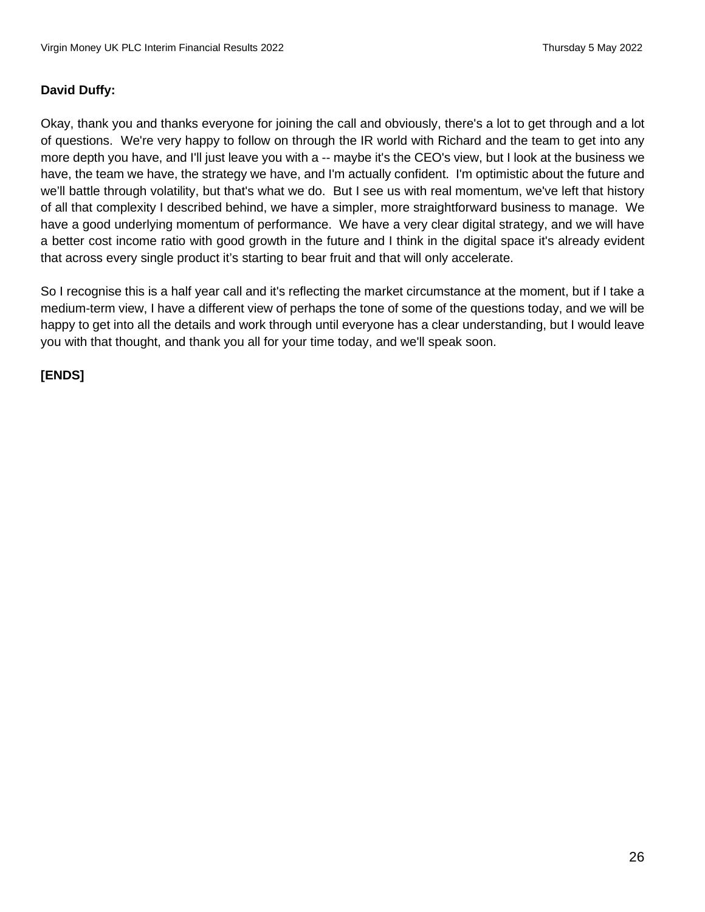**David Duffy:**

Okay, thank you and thanks everyone for joining the call and obviously, there's a lot to get through and a lot of questions. We're very happy to follow on through the IR world with Richard and the team to get into any more depth you have, and I'll just leave you with a -- maybe it's the CEO's view, but I look at the business we have, the team we have, the strategy we have, and I'm actually confident. I'm optimistic about the future and we'll battle through volatility, but that's what we do. But I see us with real momentum, we've left that history of all that complexity I described behind, we have a simpler, more straightforward business to manage. We have a good underlying momentum of performance. We have a very clear digital strategy, and we will have a better cost income ratio with good growth in the future and I think in the digital space it's already evident that across every single product it's starting to bear fruit and that will only accelerate.

So I recognise this is a half year call and it's reflecting the market circumstance at the moment, but if I take a medium-term view, I have a different view of perhaps the tone of some of the questions today, and we will be happy to get into all the details and work through until everyone has a clear understanding, but I would leave you with that thought, and thank you all for your time today, and we'll speak soon.

**[ENDS]**